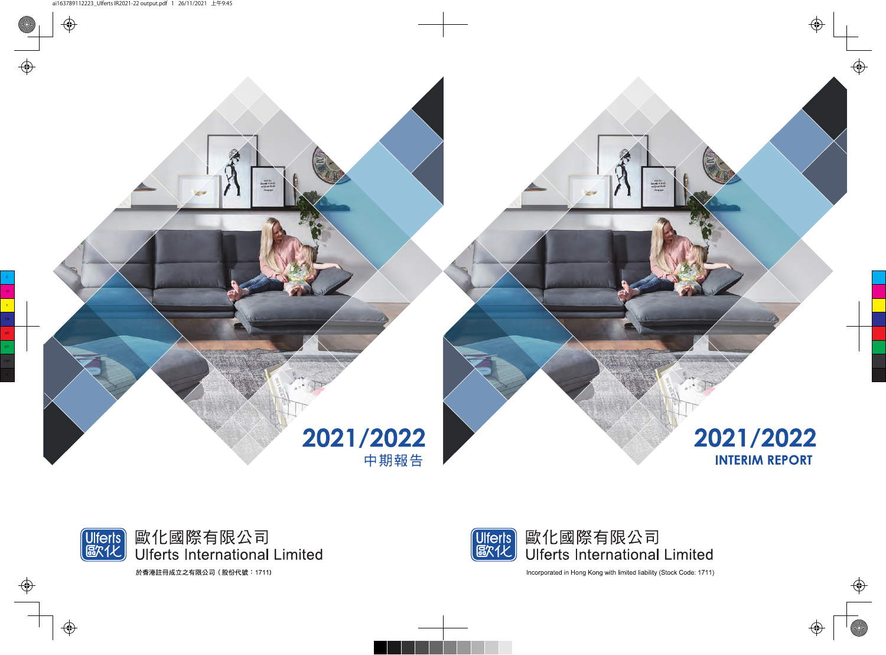# 2021/2022

## 中期報告

歐化國際有限公司
Ulferts International Limited

於香港註冊成立之有限公司（股份代號：1711）

# 2021/2022

## INTERIM REPORT

歐化國際有限公司
Ulferts International Limited

Incorporated in Hong Kong with limited liability (Stock Code: 1711)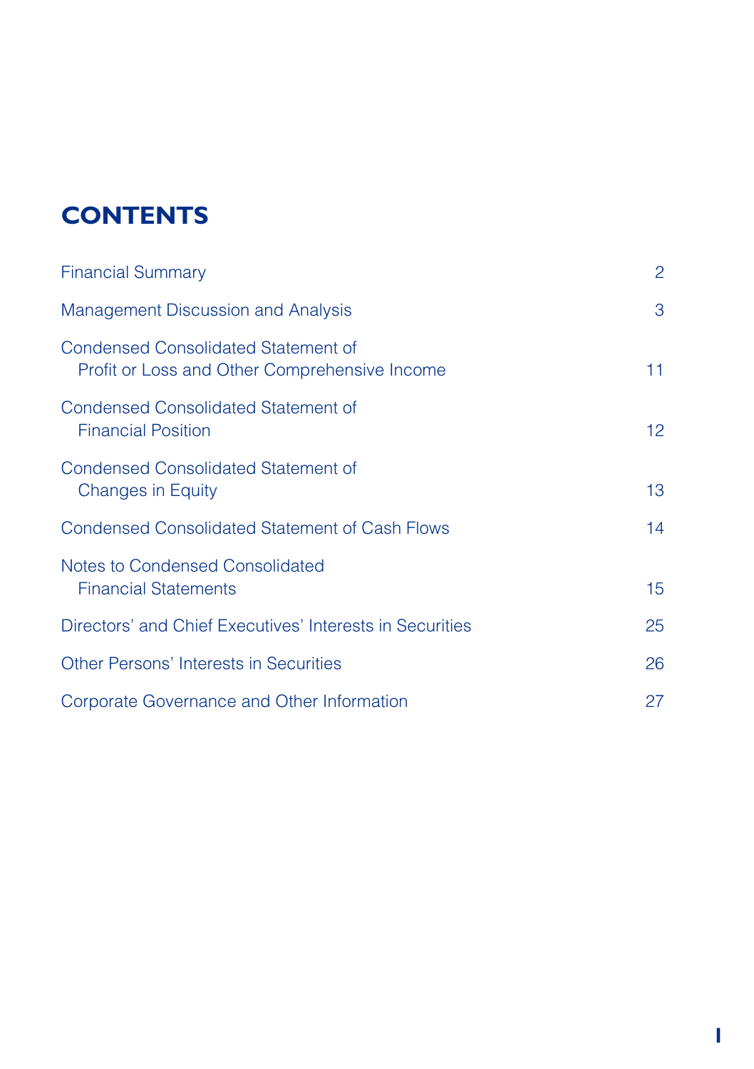# CONTENTS

| | |
|---|---|
| Financial Summary | 2 |
| Management Discussion and Analysis | 3 |
| Condensed Consolidated Statement of Profit or Loss and Other Comprehensive Income | 11 |
| Condensed Consolidated Statement of Financial Position | 12 |
| Condensed Consolidated Statement of Changes in Equity | 13 |
| Condensed Consolidated Statement of Cash Flows | 14 |
| Notes to Condensed Consolidated Financial Statements | 15 |
| Directors' and Chief Executives' Interests in Securities | 25 |
| Other Persons' Interests in Securities | 26 |
| Corporate Governance and Other Information | 27 |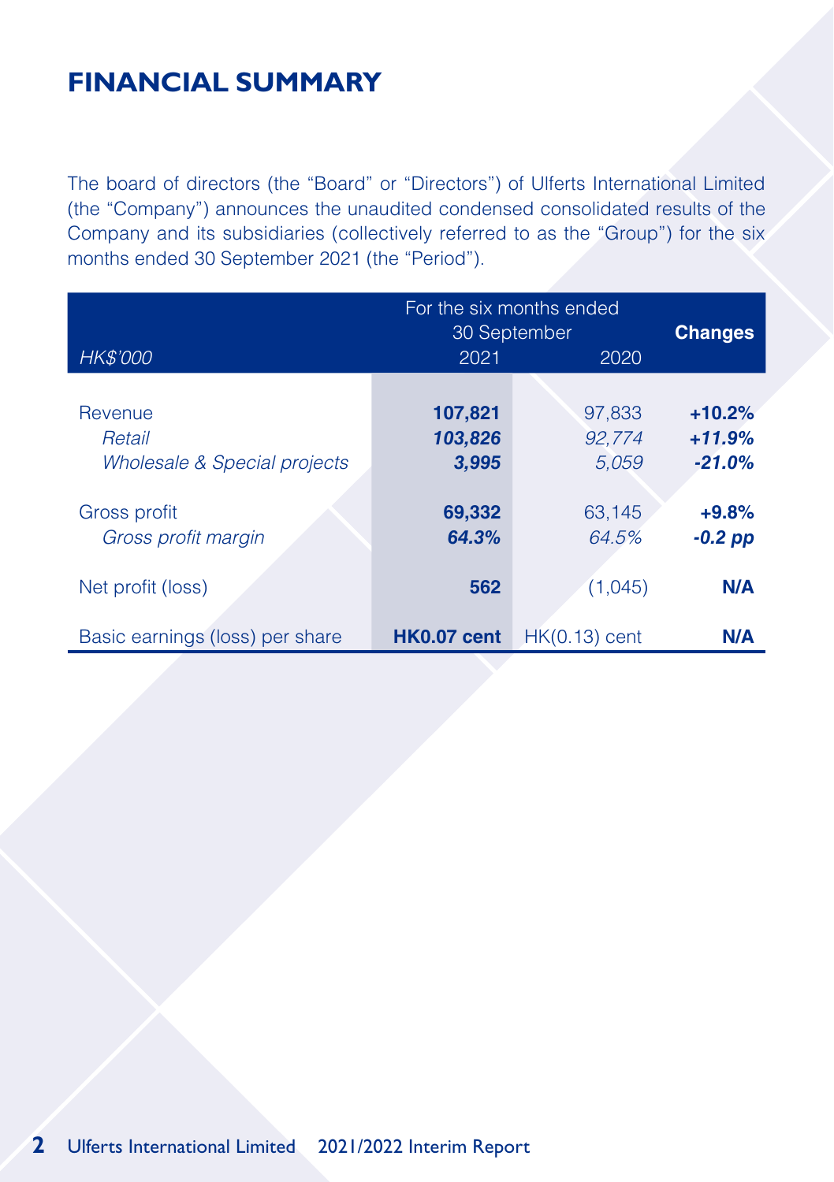# FINANCIAL SUMMARY

The board of directors (the "Board" or "Directors") of Ulferts International Limited (the "Company") announces the unaudited condensed consolidated results of the Company and its subsidiaries (collectively referred to as the "Group") for the six months ended 30 September 2021 (the "Period").

| *HK$'000* | For the six months ended 30 September 2021 | 2020 | Changes |
|---|---|---|---|
| Revenue | **107,821** | 97,833 | **+10.2%** |
| *Retail* | ***103,826*** | *92,774* | ***+11.9%*** |
| *Wholesale & Special projects* | ***3,995*** | *5,059* | ***-21.0%*** |
| Gross profit | **69,332** | 63,145 | **+9.8%** |
| *Gross profit margin* | ***64.3%*** | *64.5%* | ***-0.2 pp*** |
| Net profit (loss) | **562** | (1,045) | **N/A** |
| Basic earnings (loss) per share | **HK0.07 cent** | HK(0.13) cent | **N/A** |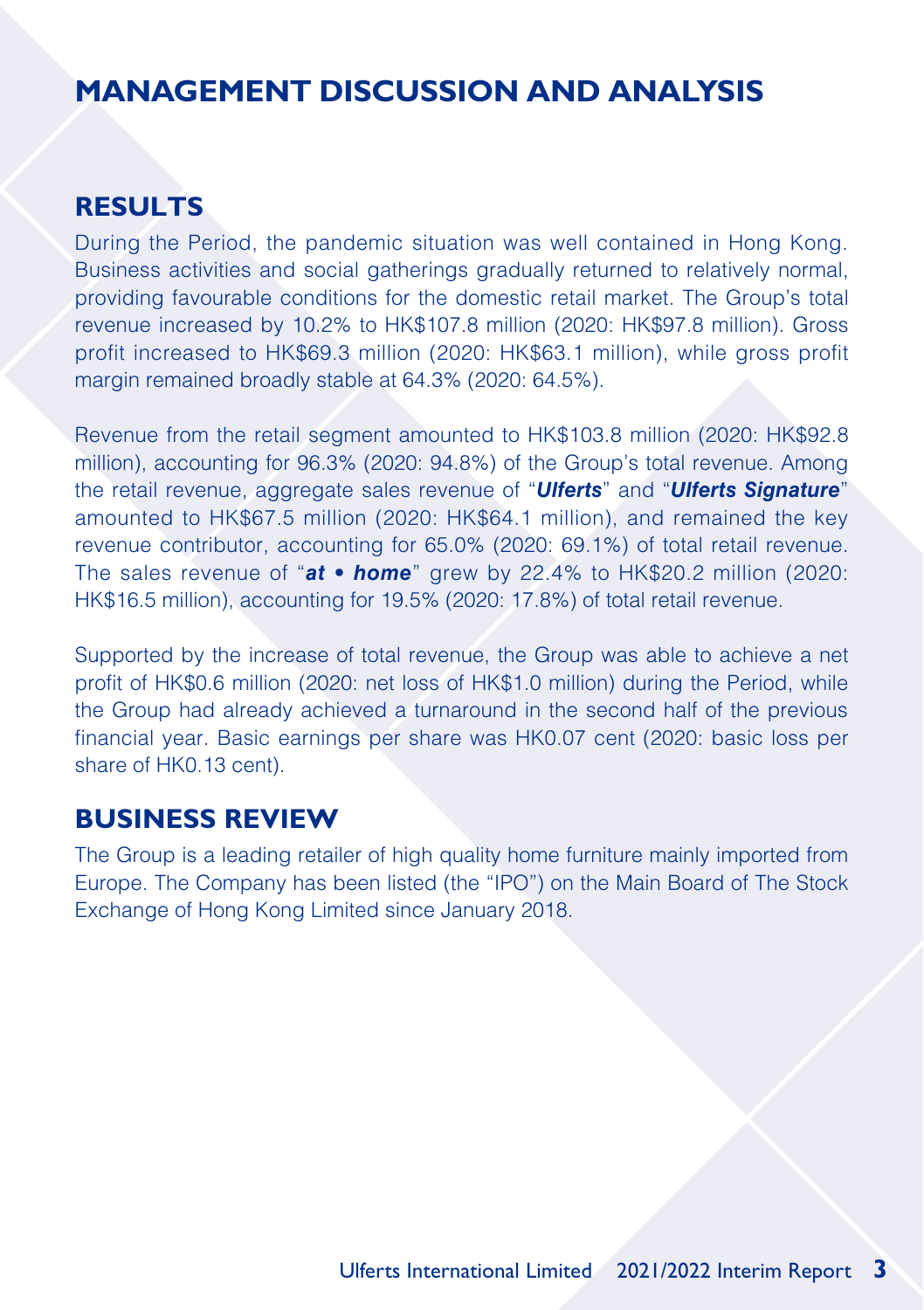# MANAGEMENT DISCUSSION AND ANALYSIS

## RESULTS

During the Period, the pandemic situation was well contained in Hong Kong. Business activities and social gatherings gradually returned to relatively normal, providing favourable conditions for the domestic retail market. The Group's total revenue increased by 10.2% to HK$107.8 million (2020: HK$97.8 million). Gross profit increased to HK$69.3 million (2020: HK$63.1 million), while gross profit margin remained broadly stable at 64.3% (2020: 64.5%).

Revenue from the retail segment amounted to HK$103.8 million (2020: HK$92.8 million), accounting for 96.3% (2020: 94.8%) of the Group's total revenue. Among the retail revenue, aggregate sales revenue of "***Ulferts***" and "***Ulferts Signature***" amounted to HK$67.5 million (2020: HK$64.1 million), and remained the key revenue contributor, accounting for 65.0% (2020: 69.1%) of total retail revenue. The sales revenue of "***at • home***" grew by 22.4% to HK$20.2 million (2020: HK$16.5 million), accounting for 19.5% (2020: 17.8%) of total retail revenue.

Supported by the increase of total revenue, the Group was able to achieve a net profit of HK$0.6 million (2020: net loss of HK$1.0 million) during the Period, while the Group had already achieved a turnaround in the second half of the previous financial year. Basic earnings per share was HK0.07 cent (2020: basic loss per share of HK0.13 cent).

## BUSINESS REVIEW

The Group is a leading retailer of high quality home furniture mainly imported from Europe. The Company has been listed (the "IPO") on the Main Board of The Stock Exchange of Hong Kong Limited since January 2018.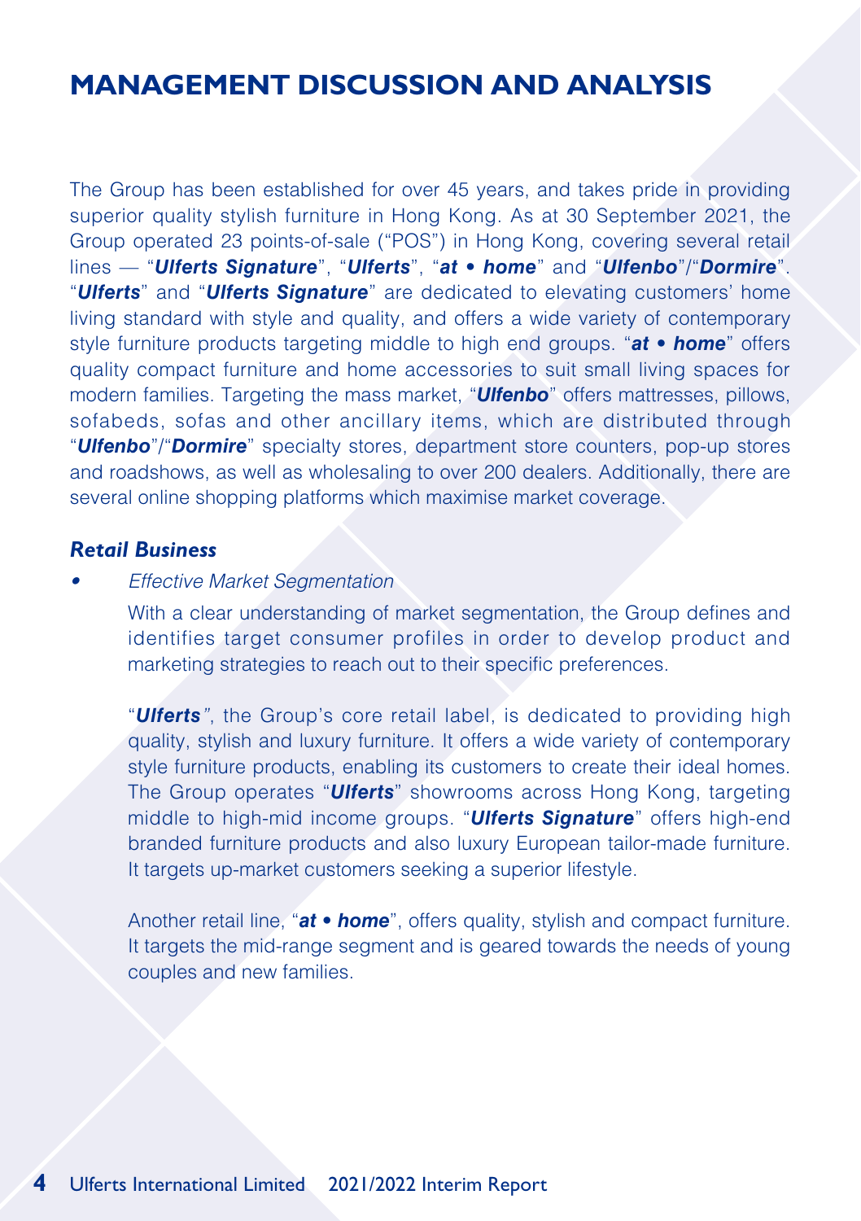# MANAGEMENT DISCUSSION AND ANALYSIS

The Group has been established for over 45 years, and takes pride in providing superior quality stylish furniture in Hong Kong. As at 30 September 2021, the Group operated 23 points-of-sale ("POS") in Hong Kong, covering several retail lines — "***Ulferts Signature***", "***Ulferts***", "***at • home***" and "***Ulfenbo***"/"***Dormire***". "***Ulferts***" and "***Ulferts Signature***" are dedicated to elevating customers' home living standard with style and quality, and offers a wide variety of contemporary style furniture products targeting middle to high end groups. "***at • home***" offers quality compact furniture and home accessories to suit small living spaces for modern families. Targeting the mass market, "***Ulfenbo***" offers mattresses, pillows, sofabeds, sofas and other ancillary items, which are distributed through "***Ulfenbo***"/"***Dormire***" specialty stores, department store counters, pop-up stores and roadshows, as well as wholesaling to over 200 dealers. Additionally, there are several online shopping platforms which maximise market coverage.

### *Retail Business*

- *Effective Market Segmentation*

  With a clear understanding of market segmentation, the Group defines and identifies target consumer profiles in order to develop product and marketing strategies to reach out to their specific preferences.

  "***Ulferts***", the Group's core retail label, is dedicated to providing high quality, stylish and luxury furniture. It offers a wide variety of contemporary style furniture products, enabling its customers to create their ideal homes. The Group operates "***Ulferts***" showrooms across Hong Kong, targeting middle to high-mid income groups. "***Ulferts Signature***" offers high-end branded furniture products and also luxury European tailor-made furniture. It targets up-market customers seeking a superior lifestyle.

  Another retail line, "***at • home***", offers quality, stylish and compact furniture. It targets the mid-range segment and is geared towards the needs of young couples and new families.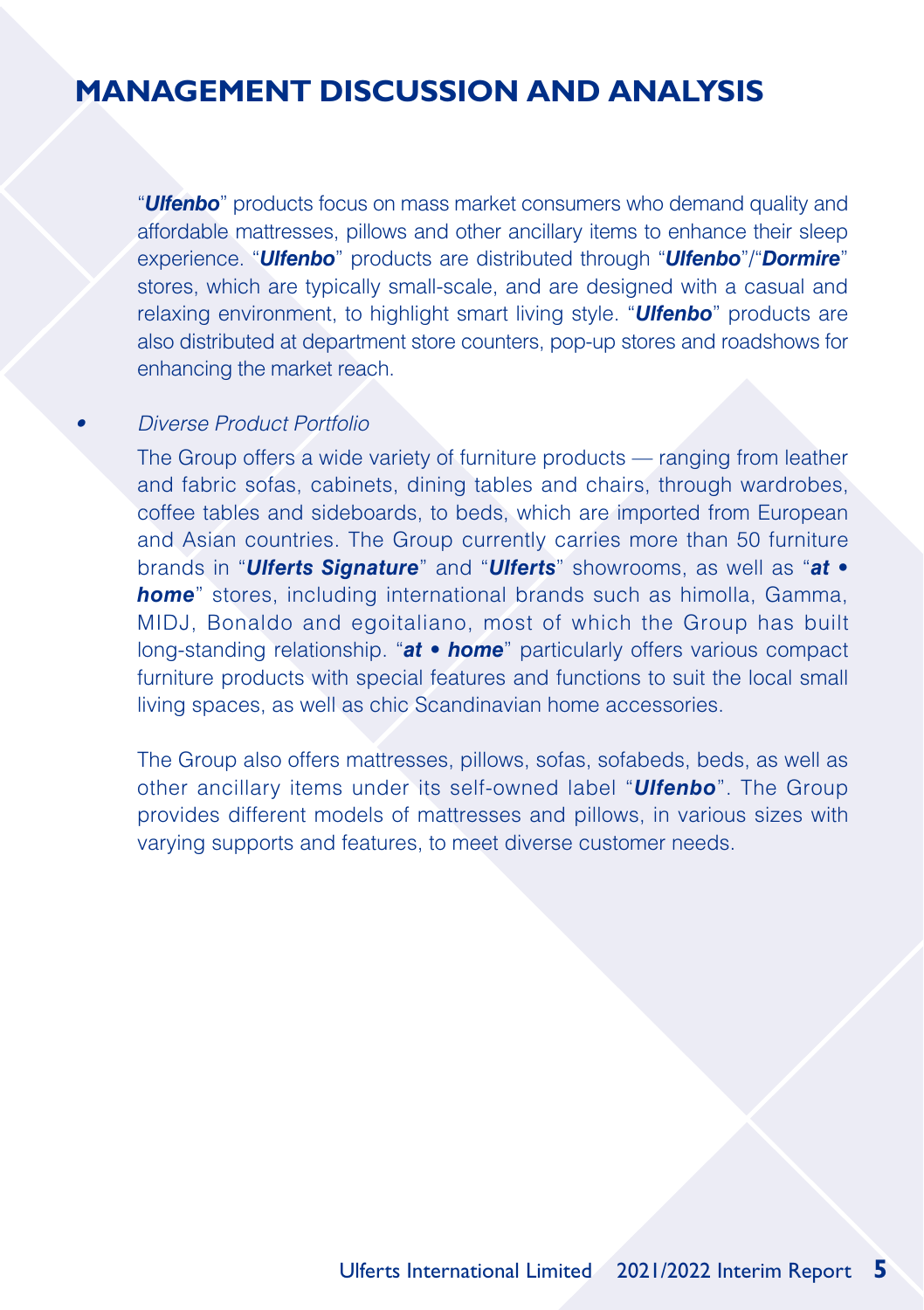# MANAGEMENT DISCUSSION AND ANALYSIS

"***Ulfenbo***" products focus on mass market consumers who demand quality and affordable mattresses, pillows and other ancillary items to enhance their sleep experience. "***Ulfenbo***" products are distributed through "***Ulfenbo***"/"***Dormire***" stores, which are typically small-scale, and are designed with a casual and relaxing environment, to highlight smart living style. "***Ulfenbo***" products are also distributed at department store counters, pop-up stores and roadshows for enhancing the market reach.

- *Diverse Product Portfolio*

  The Group offers a wide variety of furniture products — ranging from leather and fabric sofas, cabinets, dining tables and chairs, through wardrobes, coffee tables and sideboards, to beds, which are imported from European and Asian countries. The Group currently carries more than 50 furniture brands in "***Ulferts Signature***" and "***Ulferts***" showrooms, as well as "***at • home***" stores, including international brands such as himolla, Gamma, MIDJ, Bonaldo and egoitaliano, most of which the Group has built long-standing relationship. "***at • home***" particularly offers various compact furniture products with special features and functions to suit the local small living spaces, as well as chic Scandinavian home accessories.

  The Group also offers mattresses, pillows, sofas, sofabeds, beds, as well as other ancillary items under its self-owned label "***Ulfenbo***". The Group provides different models of mattresses and pillows, in various sizes with varying supports and features, to meet diverse customer needs.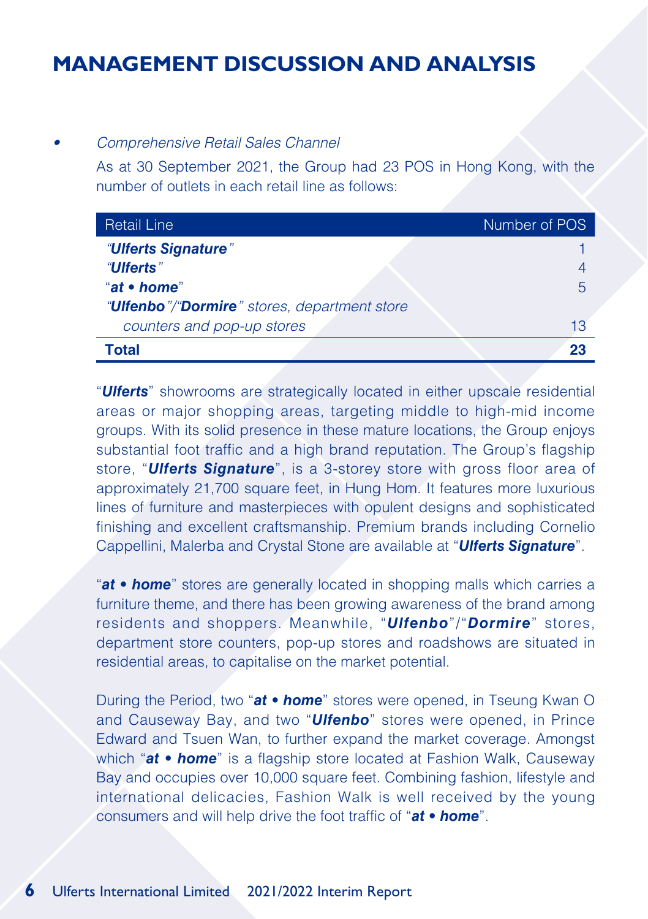# MANAGEMENT DISCUSSION AND ANALYSIS

- *Comprehensive Retail Sales Channel*

As at 30 September 2021, the Group had 23 POS in Hong Kong, with the number of outlets in each retail line as follows:

| Retail Line | Number of POS |
|---|---|
| ***"Ulferts Signature"*** | 1 |
| ***"Ulferts"*** | 4 |
| "***at • home***" | 5 |
| *"**Ulfenbo**"/"**Dormire**" stores, department store counters and pop-up stores* | 13 |
| **Total** | **23** |

"***Ulferts***" showrooms are strategically located in either upscale residential areas or major shopping areas, targeting middle to high-mid income groups. With its solid presence in these mature locations, the Group enjoys substantial foot traffic and a high brand reputation. The Group's flagship store, "***Ulferts Signature***", is a 3-storey store with gross floor area of approximately 21,700 square feet, in Hung Hom. It features more luxurious lines of furniture and masterpieces with opulent designs and sophisticated finishing and excellent craftsmanship. Premium brands including Cornelio Cappellini, Malerba and Crystal Stone are available at "***Ulferts Signature***".

"***at • home***" stores are generally located in shopping malls which carries a furniture theme, and there has been growing awareness of the brand among residents and shoppers. Meanwhile, "***Ulfenbo***"/"***Dormire***" stores, department store counters, pop-up stores and roadshows are situated in residential areas, to capitalise on the market potential.

During the Period, two "***at • home***" stores were opened, in Tseung Kwan O and Causeway Bay, and two "***Ulfenbo***" stores were opened, in Prince Edward and Tsuen Wan, to further expand the market coverage. Amongst which "***at • home***" is a flagship store located at Fashion Walk, Causeway Bay and occupies over 10,000 square feet. Combining fashion, lifestyle and international delicacies, Fashion Walk is well received by the young consumers and will help drive the foot traffic of "***at • home***".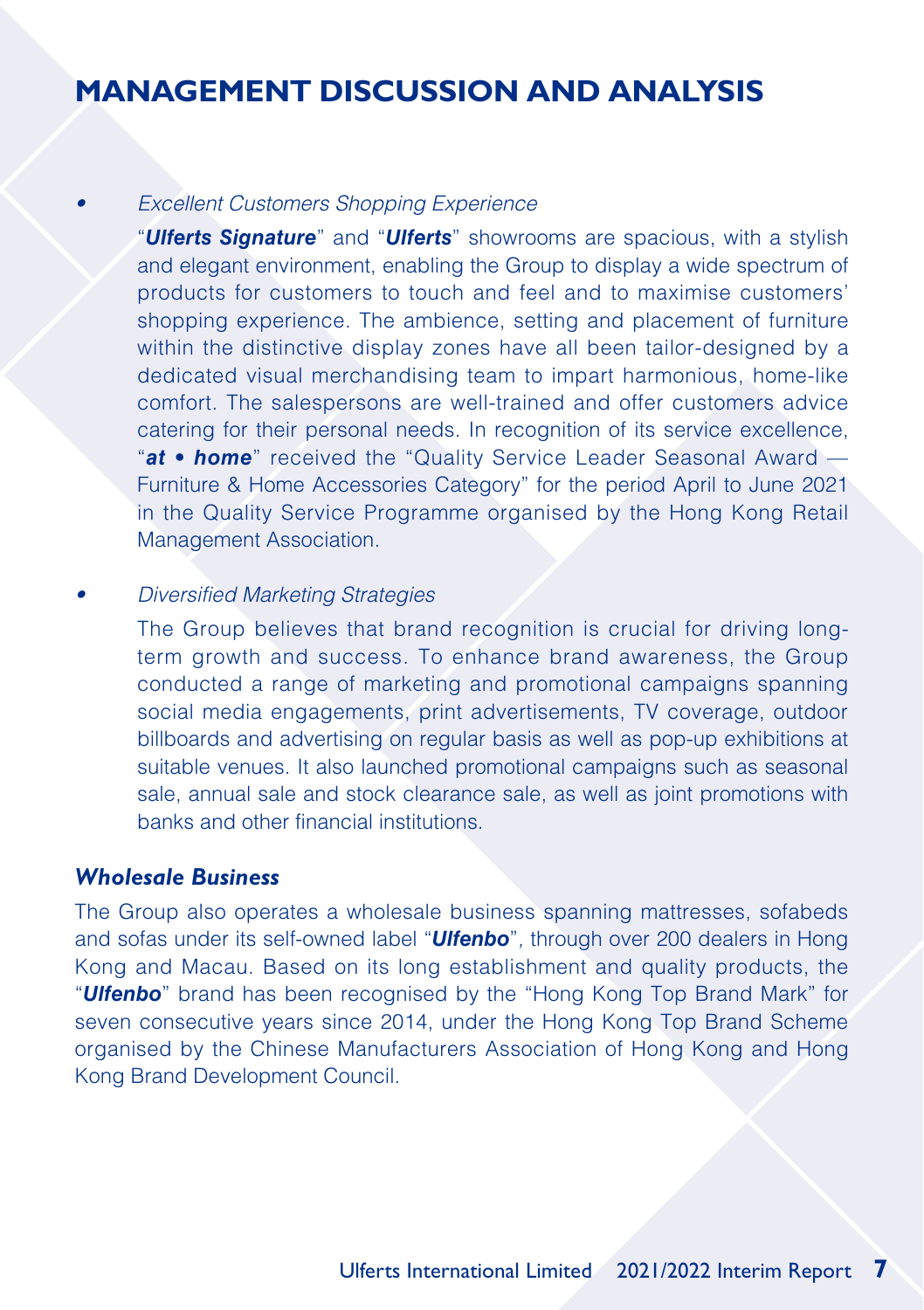# MANAGEMENT DISCUSSION AND ANALYSIS

- *Excellent Customers Shopping Experience*

  "***Ulferts Signature***" and "***Ulferts***" showrooms are spacious, with a stylish and elegant environment, enabling the Group to display a wide spectrum of products for customers to touch and feel and to maximise customers' shopping experience. The ambience, setting and placement of furniture within the distinctive display zones have all been tailor-designed by a dedicated visual merchandising team to impart harmonious, home-like comfort. The salespersons are well-trained and offer customers advice catering for their personal needs. In recognition of its service excellence, "***at • home***" received the "Quality Service Leader Seasonal Award — Furniture & Home Accessories Category" for the period April to June 2021 in the Quality Service Programme organised by the Hong Kong Retail Management Association.

- *Diversified Marketing Strategies*

  The Group believes that brand recognition is crucial for driving long-term growth and success. To enhance brand awareness, the Group conducted a range of marketing and promotional campaigns spanning social media engagements, print advertisements, TV coverage, outdoor billboards and advertising on regular basis as well as pop-up exhibitions at suitable venues. It also launched promotional campaigns such as seasonal sale, annual sale and stock clearance sale, as well as joint promotions with banks and other financial institutions.

### *Wholesale Business*

The Group also operates a wholesale business spanning mattresses, sofabeds and sofas under its self-owned label "***Ulfenbo***", through over 200 dealers in Hong Kong and Macau. Based on its long establishment and quality products, the "***Ulfenbo***" brand has been recognised by the "Hong Kong Top Brand Mark" for seven consecutive years since 2014, under the Hong Kong Top Brand Scheme organised by the Chinese Manufacturers Association of Hong Kong and Hong Kong Brand Development Council.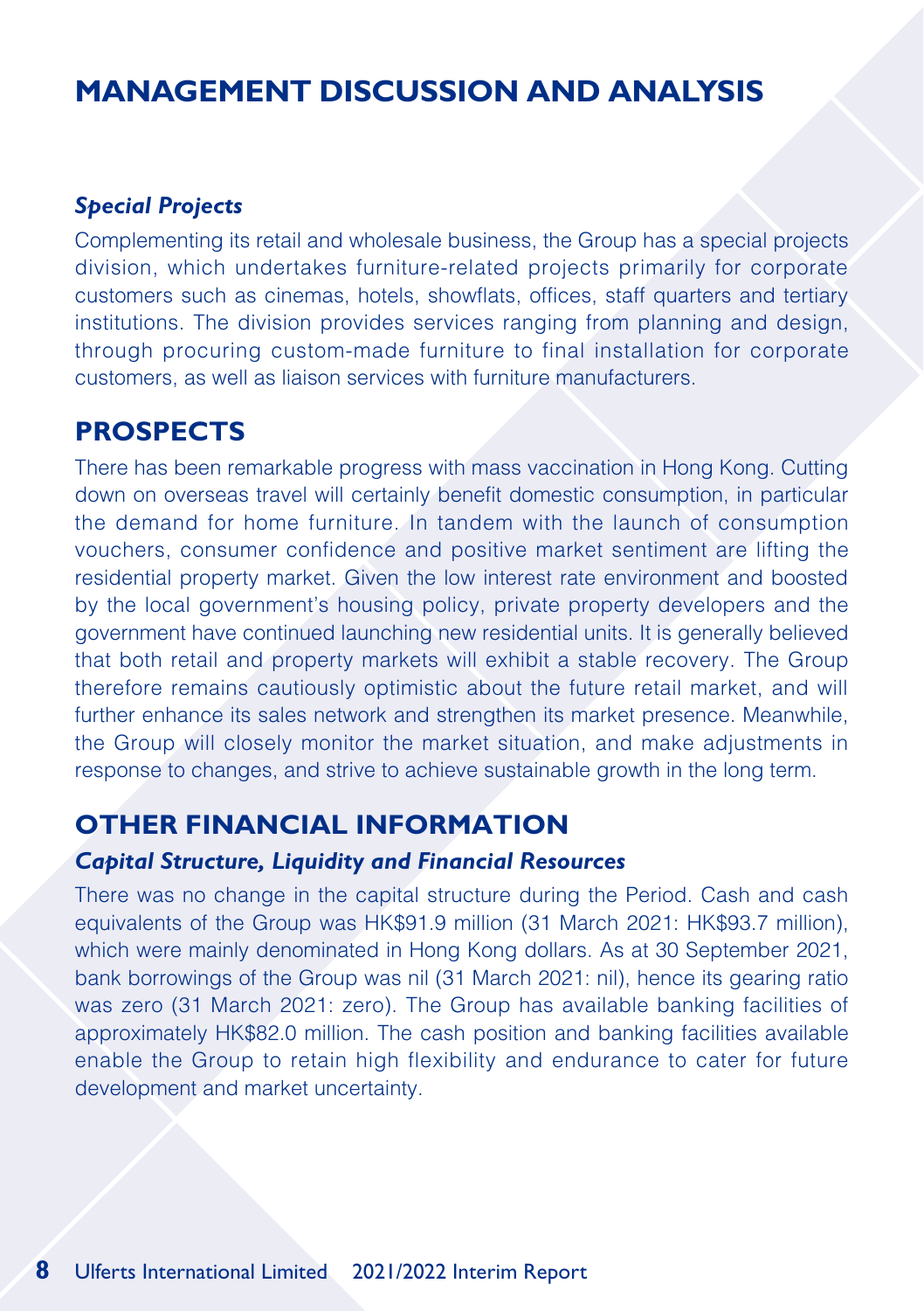# MANAGEMENT DISCUSSION AND ANALYSIS

### *Special Projects*

Complementing its retail and wholesale business, the Group has a special projects division, which undertakes furniture-related projects primarily for corporate customers such as cinemas, hotels, showflats, offices, staff quarters and tertiary institutions. The division provides services ranging from planning and design, through procuring custom-made furniture to final installation for corporate customers, as well as liaison services with furniture manufacturers.

## PROSPECTS

There has been remarkable progress with mass vaccination in Hong Kong. Cutting down on overseas travel will certainly benefit domestic consumption, in particular the demand for home furniture. In tandem with the launch of consumption vouchers, consumer confidence and positive market sentiment are lifting the residential property market. Given the low interest rate environment and boosted by the local government's housing policy, private property developers and the government have continued launching new residential units. It is generally believed that both retail and property markets will exhibit a stable recovery. The Group therefore remains cautiously optimistic about the future retail market, and will further enhance its sales network and strengthen its market presence. Meanwhile, the Group will closely monitor the market situation, and make adjustments in response to changes, and strive to achieve sustainable growth in the long term.

## OTHER FINANCIAL INFORMATION

### *Capital Structure, Liquidity and Financial Resources*

There was no change in the capital structure during the Period. Cash and cash equivalents of the Group was HK$91.9 million (31 March 2021: HK$93.7 million), which were mainly denominated in Hong Kong dollars. As at 30 September 2021, bank borrowings of the Group was nil (31 March 2021: nil), hence its gearing ratio was zero (31 March 2021: zero). The Group has available banking facilities of approximately HK$82.0 million. The cash position and banking facilities available enable the Group to retain high flexibility and endurance to cater for future development and market uncertainty.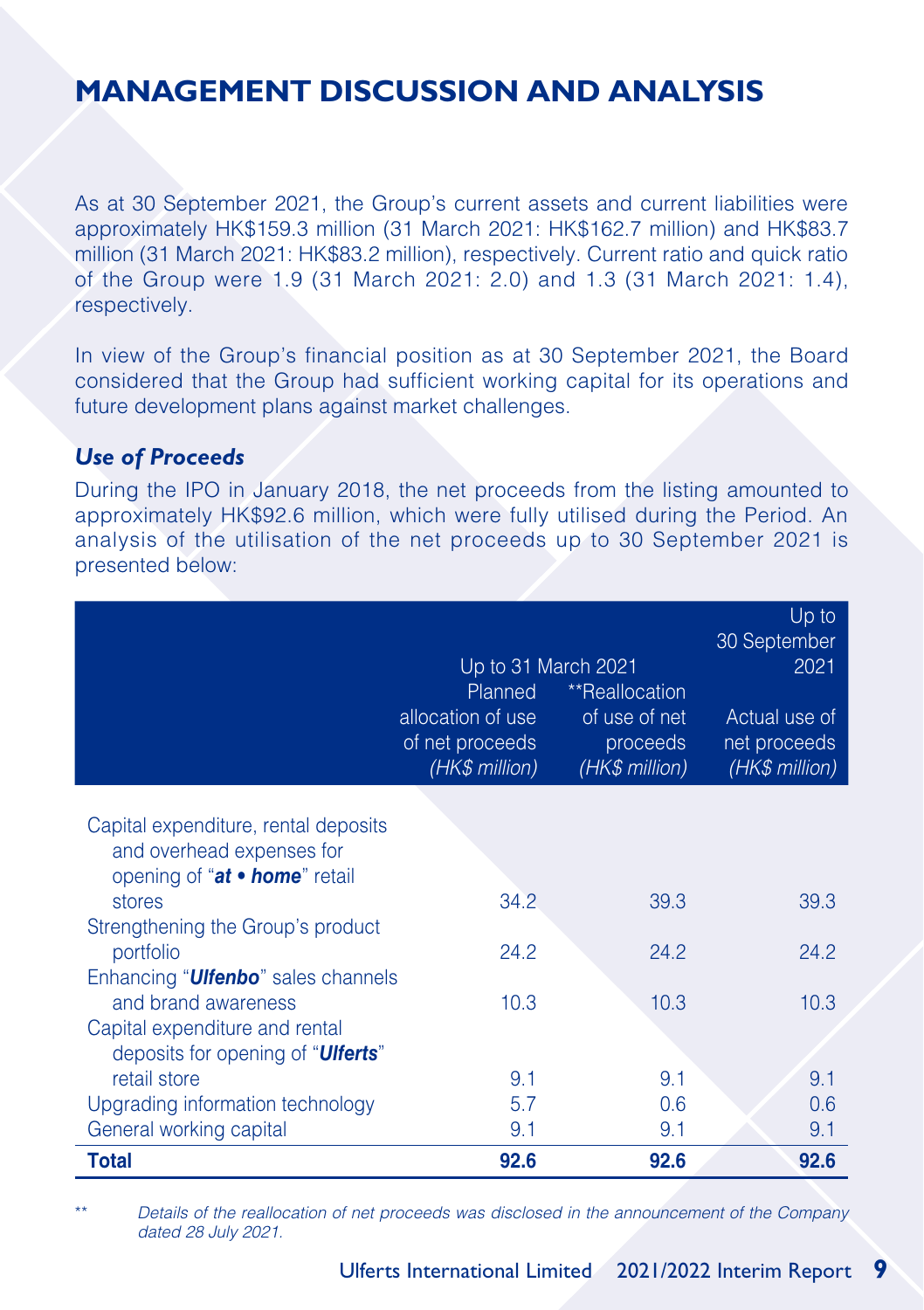# MANAGEMENT DISCUSSION AND ANALYSIS

As at 30 September 2021, the Group's current assets and current liabilities were approximately HK$159.3 million (31 March 2021: HK$162.7 million) and HK$83.7 million (31 March 2021: HK$83.2 million), respectively. Current ratio and quick ratio of the Group were 1.9 (31 March 2021: 2.0) and 1.3 (31 March 2021: 1.4), respectively.

In view of the Group's financial position as at 30 September 2021, the Board considered that the Group had sufficient working capital for its operations and future development plans against market challenges.

### *Use of Proceeds*

During the IPO in January 2018, the net proceeds from the listing amounted to approximately HK$92.6 million, which were fully utilised during the Period. An analysis of the utilisation of the net proceeds up to 30 September 2021 is presented below:

| | Up to 31 March 2021 | | Up to 30 September 2021 |
|---|---|---|---|
| | Planned allocation of use of net proceeds *(HK$ million)* | **Reallocation of use of net proceeds *(HK$ million)* | Actual use of net proceeds *(HK$ million)* |
| Capital expenditure, rental deposits and overhead expenses for opening of "***at • home***" retail stores | 34.2 | 39.3 | 39.3 |
| Strengthening the Group's product portfolio | 24.2 | 24.2 | 24.2 |
| Enhancing "***Ulfenbo***" sales channels and brand awareness | 10.3 | 10.3 | 10.3 |
| Capital expenditure and rental deposits for opening of "***Ulferts***" retail store | 9.1 | 9.1 | 9.1 |
| Upgrading information technology | 5.7 | 0.6 | 0.6 |
| General working capital | 9.1 | 9.1 | 9.1 |
| **Total** | **92.6** | **92.6** | **92.6** |

** *Details of the reallocation of net proceeds was disclosed in the announcement of the Company dated 28 July 2021.*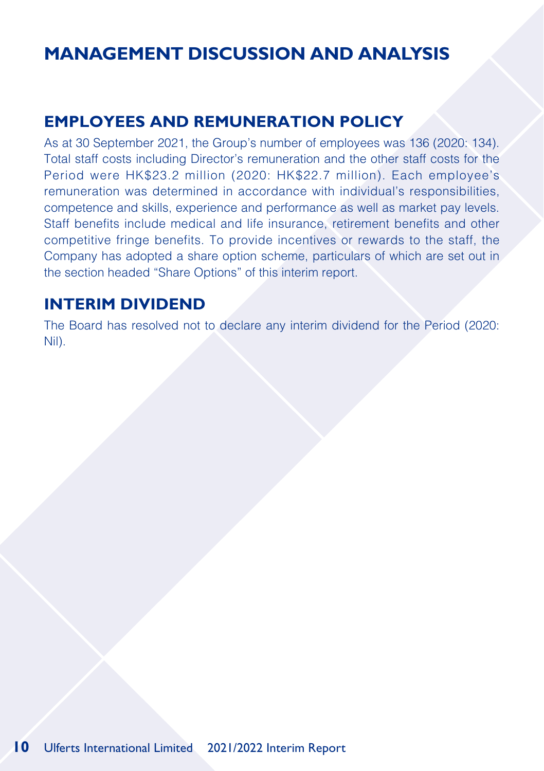# MANAGEMENT DISCUSSION AND ANALYSIS

## EMPLOYEES AND REMUNERATION POLICY

As at 30 September 2021, the Group's number of employees was 136 (2020: 134). Total staff costs including Director's remuneration and the other staff costs for the Period were HK$23.2 million (2020: HK$22.7 million). Each employee's remuneration was determined in accordance with individual's responsibilities, competence and skills, experience and performance as well as market pay levels. Staff benefits include medical and life insurance, retirement benefits and other competitive fringe benefits. To provide incentives or rewards to the staff, the Company has adopted a share option scheme, particulars of which are set out in the section headed "Share Options" of this interim report.

## INTERIM DIVIDEND

The Board has resolved not to declare any interim dividend for the Period (2020: Nil).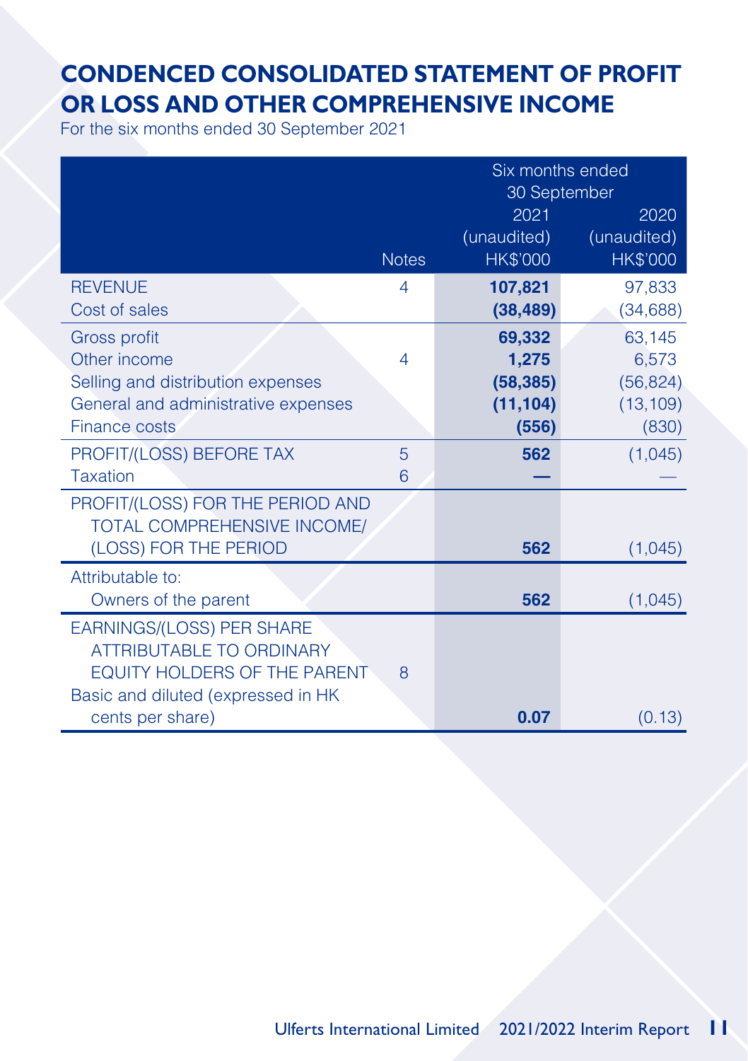# CONDENCED CONSOLIDATED STATEMENT OF PROFIT OR LOSS AND OTHER COMPREHENSIVE INCOME

For the six months ended 30 September 2021

| | Notes | Six months ended 30 September 2021 (unaudited) HK$'000 | 2020 (unaudited) HK$'000 |
|---|---|---|---|
| REVENUE | 4 | **107,821** | 97,833 |
| Cost of sales | | **(38,489)** | (34,688) |
| Gross profit | | **69,332** | 63,145 |
| Other income | 4 | **1,275** | 6,573 |
| Selling and distribution expenses | | **(58,385)** | (56,824) |
| General and administrative expenses | | **(11,104)** | (13,109) |
| Finance costs | | **(556)** | (830) |
| PROFIT/(LOSS) BEFORE TAX | 5 | **562** | (1,045) |
| Taxation | 6 | **—** | — |
| PROFIT/(LOSS) FOR THE PERIOD AND TOTAL COMPREHENSIVE INCOME/(LOSS) FOR THE PERIOD | | **562** | (1,045) |
| Attributable to: | | | |
| Owners of the parent | | **562** | (1,045) |
| EARNINGS/(LOSS) PER SHARE ATTRIBUTABLE TO ORDINARY EQUITY HOLDERS OF THE PARENT | 8 | | |
| Basic and diluted (expressed in HK cents per share) | | **0.07** | (0.13) |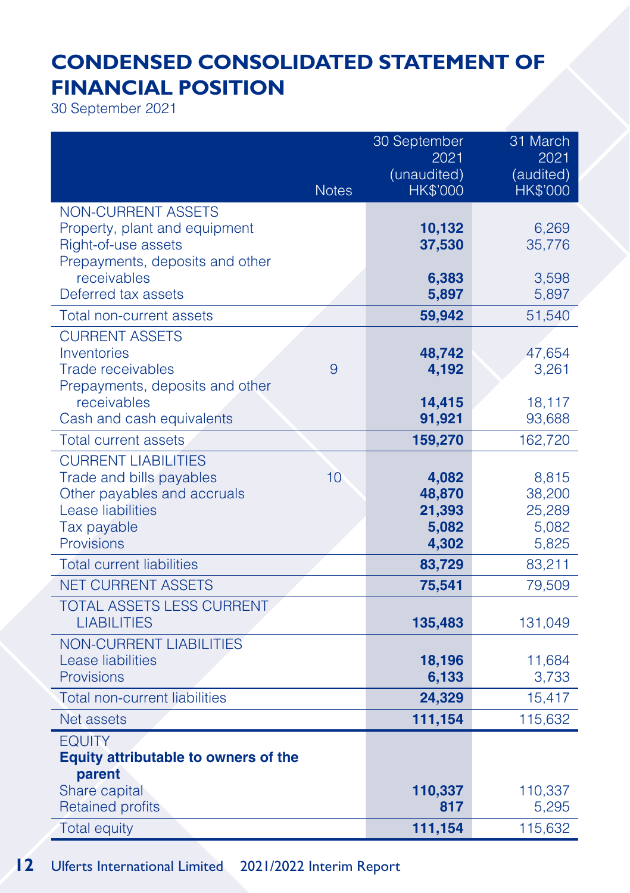# CONDENSED CONSOLIDATED STATEMENT OF FINANCIAL POSITION

30 September 2021

| | Notes | 30 September 2021 (unaudited) HK$'000 | 31 March 2021 (audited) HK$'000 |
|---|---|---|---|
| NON-CURRENT ASSETS | | | |
| Property, plant and equipment | | **10,132** | 6,269 |
| Right-of-use assets | | **37,530** | 35,776 |
| Prepayments, deposits and other receivables | | **6,383** | 3,598 |
| Deferred tax assets | | **5,897** | 5,897 |
| Total non-current assets | | **59,942** | 51,540 |
| CURRENT ASSETS | | | |
| Inventories | | **48,742** | 47,654 |
| Trade receivables | 9 | **4,192** | 3,261 |
| Prepayments, deposits and other receivables | | **14,415** | 18,117 |
| Cash and cash equivalents | | **91,921** | 93,688 |
| Total current assets | | **159,270** | 162,720 |
| CURRENT LIABILITIES | | | |
| Trade and bills payables | 10 | **4,082** | 8,815 |
| Other payables and accruals | | **48,870** | 38,200 |
| Lease liabilities | | **21,393** | 25,289 |
| Tax payable | | **5,082** | 5,082 |
| Provisions | | **4,302** | 5,825 |
| Total current liabilities | | **83,729** | 83,211 |
| NET CURRENT ASSETS | | **75,541** | 79,509 |
| TOTAL ASSETS LESS CURRENT LIABILITIES | | **135,483** | 131,049 |
| NON-CURRENT LIABILITIES | | | |
| Lease liabilities | | **18,196** | 11,684 |
| Provisions | | **6,133** | 3,733 |
| Total non-current liabilities | | **24,329** | 15,417 |
| Net assets | | **111,154** | 115,632 |
| EQUITY | | | |
| **Equity attributable to owners of the parent** | | | |
| Share capital | | **110,337** | 110,337 |
| Retained profits | | **817** | 5,295 |
| Total equity | | **111,154** | 115,632 |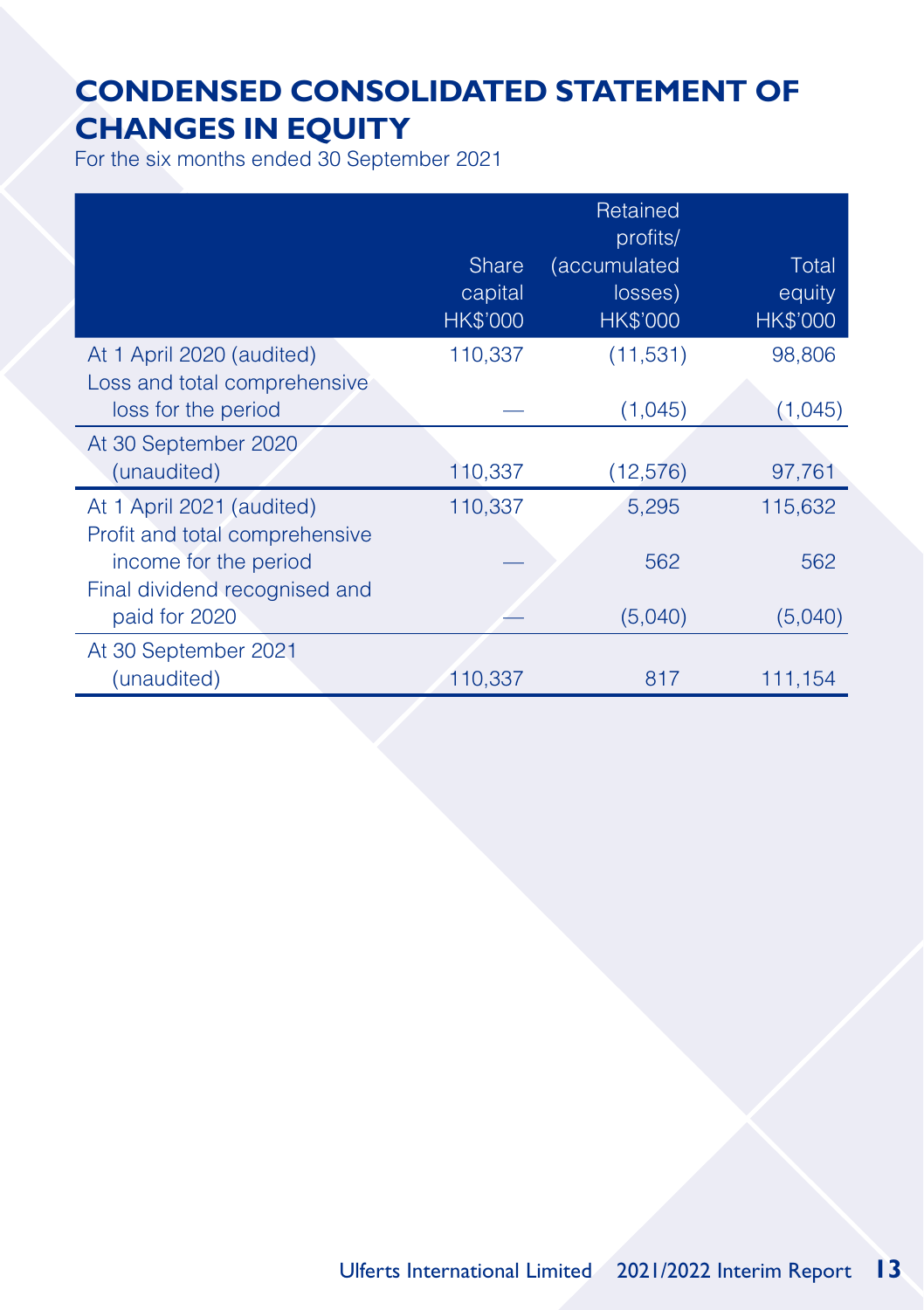# CONDENSED CONSOLIDATED STATEMENT OF CHANGES IN EQUITY

For the six months ended 30 September 2021

| | Share capital HK$'000 | Retained profits/ (accumulated losses) HK$'000 | Total equity HK$'000 |
|---|---|---|---|
| At 1 April 2020 (audited) | 110,337 | (11,531) | 98,806 |
| Loss and total comprehensive loss for the period | — | (1,045) | (1,045) |
| At 30 September 2020 (unaudited) | 110,337 | (12,576) | 97,761 |
| At 1 April 2021 (audited) | 110,337 | 5,295 | 115,632 |
| Profit and total comprehensive income for the period | — | 562 | 562 |
| Final dividend recognised and paid for 2020 | — | (5,040) | (5,040) |
| At 30 September 2021 (unaudited) | 110,337 | 817 | 111,154 |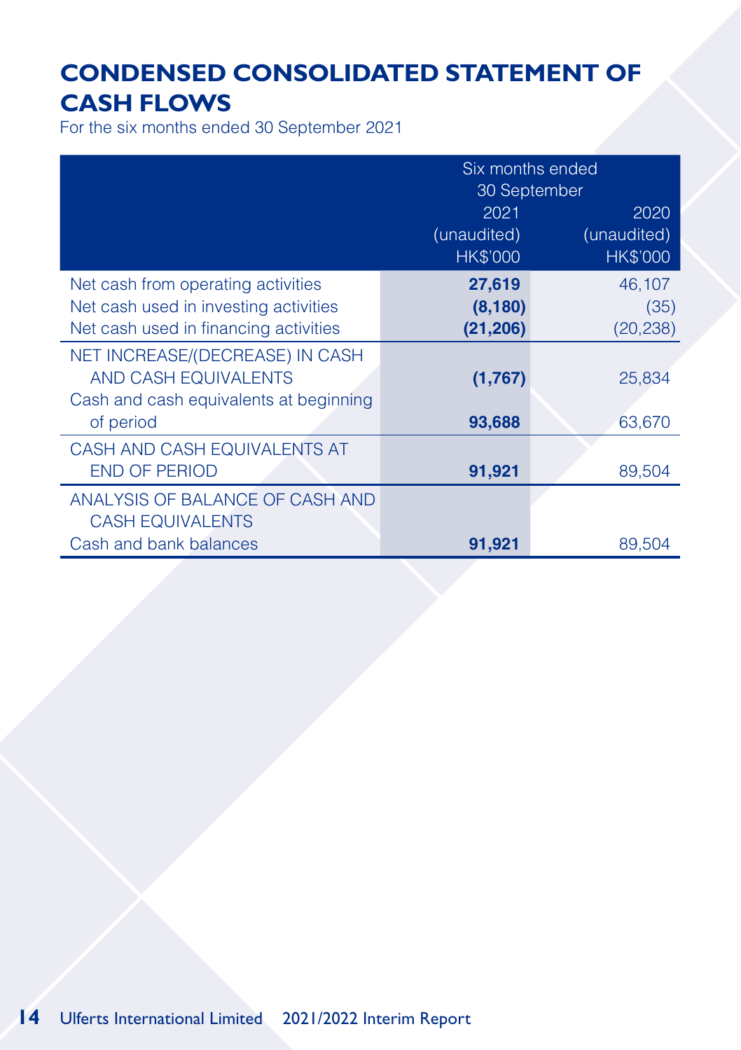# CONDENSED CONSOLIDATED STATEMENT OF CASH FLOWS

For the six months ended 30 September 2021

| | Six months ended 30 September | |
|---|---|---|
| | 2021 (unaudited) HK$'000 | 2020 (unaudited) HK$'000 |
| Net cash from operating activities | **27,619** | 46,107 |
| Net cash used in investing activities | **(8,180)** | (35) |
| Net cash used in financing activities | **(21,206)** | (20,238) |
| NET INCREASE/(DECREASE) IN CASH AND CASH EQUIVALENTS | **(1,767)** | 25,834 |
| Cash and cash equivalents at beginning of period | **93,688** | 63,670 |
| CASH AND CASH EQUIVALENTS AT END OF PERIOD | **91,921** | 89,504 |
| ANALYSIS OF BALANCE OF CASH AND CASH EQUIVALENTS | | |
| Cash and bank balances | **91,921** | 89,504 |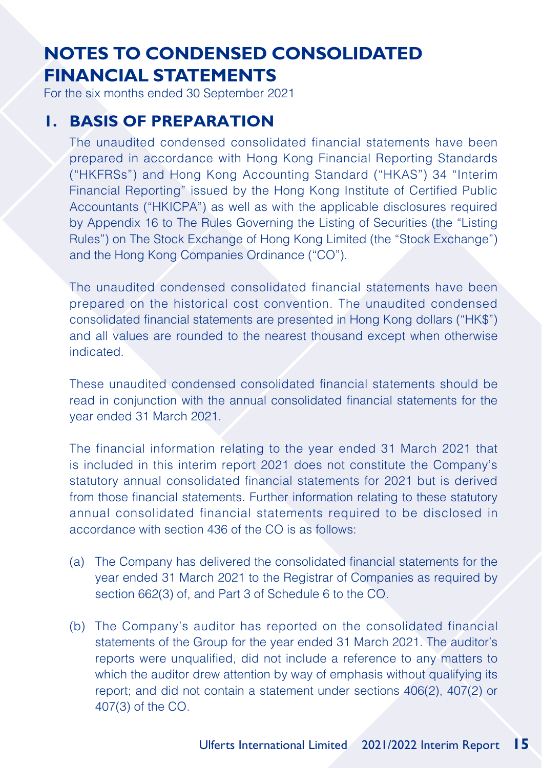# NOTES TO CONDENSED CONSOLIDATED FINANCIAL STATEMENTS

For the six months ended 30 September 2021

## 1. BASIS OF PREPARATION

The unaudited condensed consolidated financial statements have been prepared in accordance with Hong Kong Financial Reporting Standards ("HKFRSs") and Hong Kong Accounting Standard ("HKAS") 34 "Interim Financial Reporting" issued by the Hong Kong Institute of Certified Public Accountants ("HKICPA") as well as with the applicable disclosures required by Appendix 16 to The Rules Governing the Listing of Securities (the "Listing Rules") on The Stock Exchange of Hong Kong Limited (the "Stock Exchange") and the Hong Kong Companies Ordinance ("CO").

The unaudited condensed consolidated financial statements have been prepared on the historical cost convention. The unaudited condensed consolidated financial statements are presented in Hong Kong dollars ("HK$") and all values are rounded to the nearest thousand except when otherwise indicated.

These unaudited condensed consolidated financial statements should be read in conjunction with the annual consolidated financial statements for the year ended 31 March 2021.

The financial information relating to the year ended 31 March 2021 that is included in this interim report 2021 does not constitute the Company's statutory annual consolidated financial statements for 2021 but is derived from those financial statements. Further information relating to these statutory annual consolidated financial statements required to be disclosed in accordance with section 436 of the CO is as follows:

(a) The Company has delivered the consolidated financial statements for the year ended 31 March 2021 to the Registrar of Companies as required by section 662(3) of, and Part 3 of Schedule 6 to the CO.

(b) The Company's auditor has reported on the consolidated financial statements of the Group for the year ended 31 March 2021. The auditor's reports were unqualified, did not include a reference to any matters to which the auditor drew attention by way of emphasis without qualifying its report; and did not contain a statement under sections 406(2), 407(2) or 407(3) of the CO.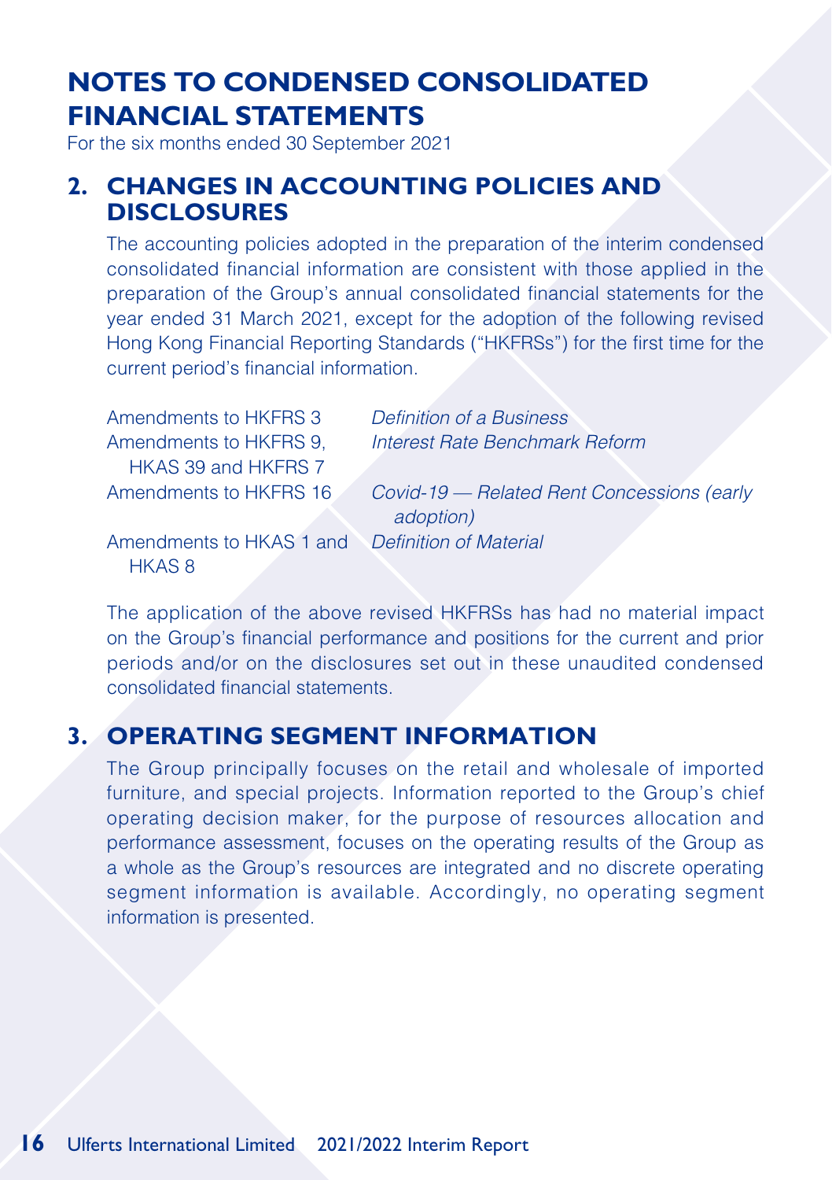# NOTES TO CONDENSED CONSOLIDATED FINANCIAL STATEMENTS

For the six months ended 30 September 2021

## 2. CHANGES IN ACCOUNTING POLICIES AND DISCLOSURES

The accounting policies adopted in the preparation of the interim condensed consolidated financial information are consistent with those applied in the preparation of the Group's annual consolidated financial statements for the year ended 31 March 2021, except for the adoption of the following revised Hong Kong Financial Reporting Standards ("HKFRSs") for the first time for the current period's financial information.

| | |
|---|---|
| Amendments to HKFRS 3 | *Definition of a Business* |
| Amendments to HKFRS 9, HKAS 39 and HKFRS 7 | *Interest Rate Benchmark Reform* |
| Amendments to HKFRS 16 | *Covid-19 — Related Rent Concessions (early adoption)* |
| Amendments to HKAS 1 and HKAS 8 | *Definition of Material* |

The application of the above revised HKFRSs has had no material impact on the Group's financial performance and positions for the current and prior periods and/or on the disclosures set out in these unaudited condensed consolidated financial statements.

## 3. OPERATING SEGMENT INFORMATION

The Group principally focuses on the retail and wholesale of imported furniture, and special projects. Information reported to the Group's chief operating decision maker, for the purpose of resources allocation and performance assessment, focuses on the operating results of the Group as a whole as the Group's resources are integrated and no discrete operating segment information is available. Accordingly, no operating segment information is presented.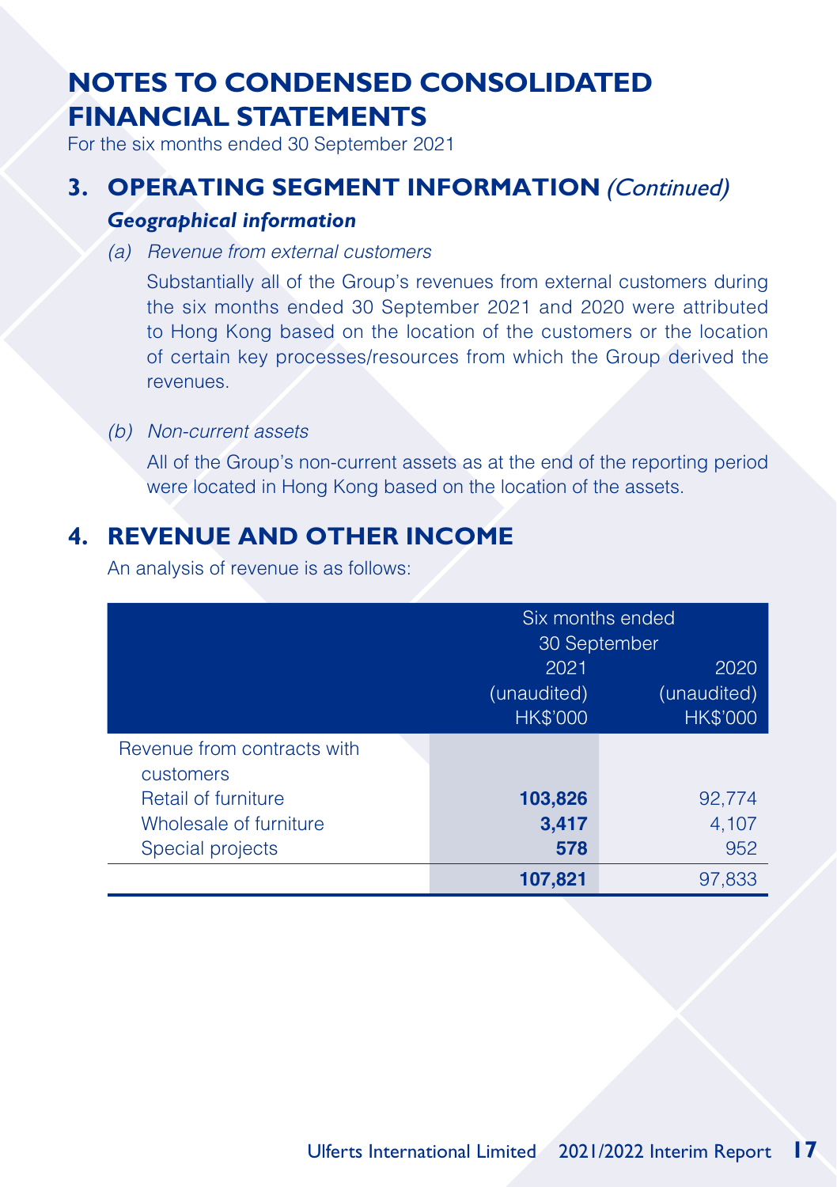# NOTES TO CONDENSED CONSOLIDATED FINANCIAL STATEMENTS

For the six months ended 30 September 2021

## 3. OPERATING SEGMENT INFORMATION *(Continued)*

### *Geographical information*

*(a) Revenue from external customers*

Substantially all of the Group's revenues from external customers during the six months ended 30 September 2021 and 2020 were attributed to Hong Kong based on the location of the customers or the location of certain key processes/resources from which the Group derived the revenues.

*(b) Non-current assets*

All of the Group's non-current assets as at the end of the reporting period were located in Hong Kong based on the location of the assets.

## 4. REVENUE AND OTHER INCOME

An analysis of revenue is as follows:

| | Six months ended 30 September | |
|---|---|---|
| | 2021 (unaudited) HK$'000 | 2020 (unaudited) HK$'000 |
| Revenue from contracts with customers | | |
| Retail of furniture | **103,826** | 92,774 |
| Wholesale of furniture | **3,417** | 4,107 |
| Special projects | **578** | 952 |
| | **107,821** | 97,833 |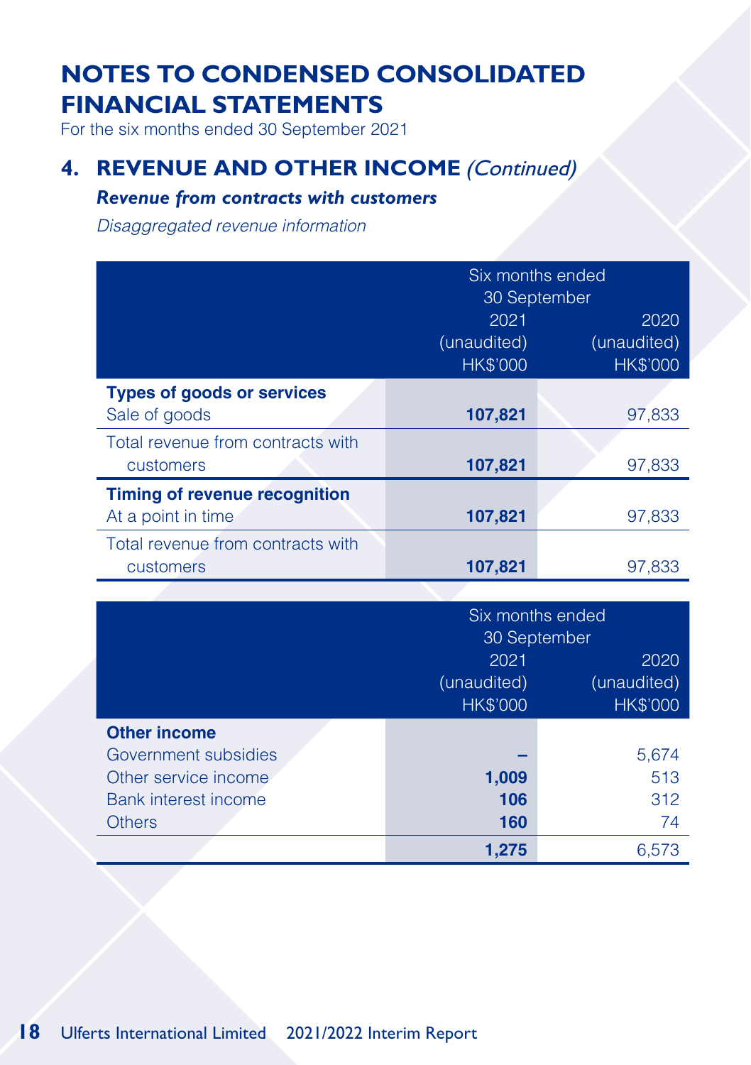# NOTES TO CONDENSED CONSOLIDATED FINANCIAL STATEMENTS

For the six months ended 30 September 2021

## 4. REVENUE AND OTHER INCOME *(Continued)*

### *Revenue from contracts with customers*

*Disaggregated revenue information*

| | Six months ended 30 September | |
|---|---|---|
| | 2021 (unaudited) HK$'000 | 2020 (unaudited) HK$'000 |
| **Types of goods or services** | | |
| Sale of goods | **107,821** | 97,833 |
| Total revenue from contracts with customers | **107,821** | 97,833 |
| **Timing of revenue recognition** | | |
| At a point in time | **107,821** | 97,833 |
| Total revenue from contracts with customers | **107,821** | 97,833 |

| | Six months ended 30 September | |
|---|---|---|
| | 2021 (unaudited) HK$'000 | 2020 (unaudited) HK$'000 |
| **Other income** | | |
| Government subsidies | **–** | 5,674 |
| Other service income | **1,009** | 513 |
| Bank interest income | **106** | 312 |
| Others | **160** | 74 |
| | **1,275** | 6,573 |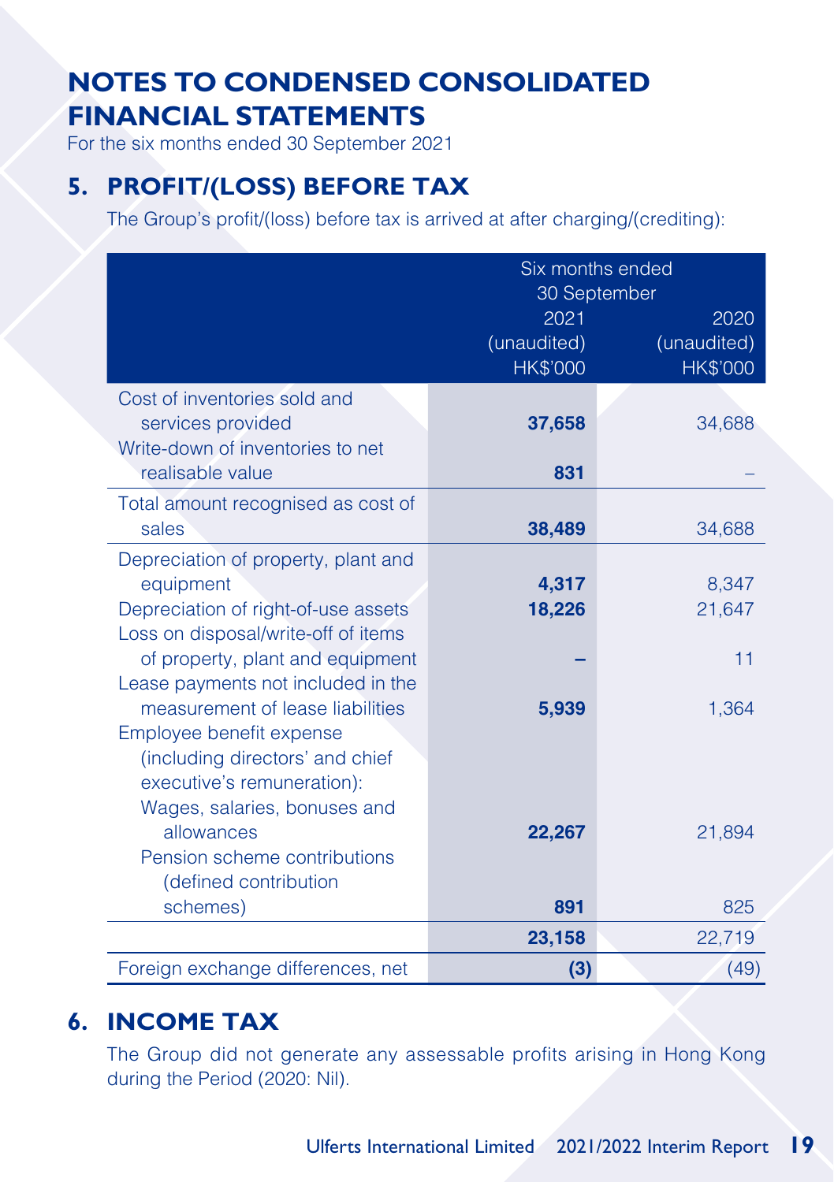# NOTES TO CONDENSED CONSOLIDATED FINANCIAL STATEMENTS

For the six months ended 30 September 2021

## 5. PROFIT/(LOSS) BEFORE TAX

The Group's profit/(loss) before tax is arrived at after charging/(crediting):

| | Six months ended 30 September | |
|---|---|---|
| | 2021 (unaudited) HK$'000 | 2020 (unaudited) HK$'000 |
| Cost of inventories sold and services provided | **37,658** | 34,688 |
| Write-down of inventories to net realisable value | **831** | – |
| Total amount recognised as cost of sales | **38,489** | 34,688 |
| Depreciation of property, plant and equipment | **4,317** | 8,347 |
| Depreciation of right-of-use assets | **18,226** | 21,647 |
| Loss on disposal/write-off of items of property, plant and equipment | **–** | 11 |
| Lease payments not included in the measurement of lease liabilities | **5,939** | 1,364 |
| Employee benefit expense (including directors' and chief executive's remuneration): | | |
| Wages, salaries, bonuses and allowances | **22,267** | 21,894 |
| Pension scheme contributions (defined contribution schemes) | **891** | 825 |
| | **23,158** | 22,719 |
| Foreign exchange differences, net | **(3)** | (49) |

## 6. INCOME TAX

The Group did not generate any assessable profits arising in Hong Kong during the Period (2020: Nil).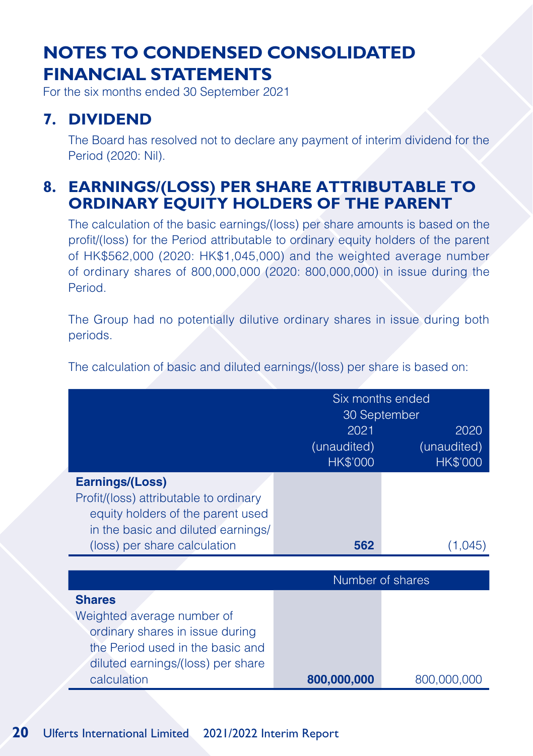# NOTES TO CONDENSED CONSOLIDATED FINANCIAL STATEMENTS

For the six months ended 30 September 2021

## 7. DIVIDEND

The Board has resolved not to declare any payment of interim dividend for the Period (2020: Nil).

## 8. EARNINGS/(LOSS) PER SHARE ATTRIBUTABLE TO ORDINARY EQUITY HOLDERS OF THE PARENT

The calculation of the basic earnings/(loss) per share amounts is based on the profit/(loss) for the Period attributable to ordinary equity holders of the parent of HK$562,000 (2020: HK$1,045,000) and the weighted average number of ordinary shares of 800,000,000 (2020: 800,000,000) in issue during the Period.

The Group had no potentially dilutive ordinary shares in issue during both periods.

The calculation of basic and diluted earnings/(loss) per share is based on:

| | Six months ended 30 September | |
|---|---|---|
| | 2021 (unaudited) HK$'000 | 2020 (unaudited) HK$'000 |
| **Earnings/(Loss)** | | |
| Profit/(loss) attributable to ordinary equity holders of the parent used in the basic and diluted earnings/(loss) per share calculation | **562** | (1,045) |

| | Number of shares | |
|---|---|---|
| **Shares** | | |
| Weighted average number of ordinary shares in issue during the Period used in the basic and diluted earnings/(loss) per share calculation | **800,000,000** | 800,000,000 |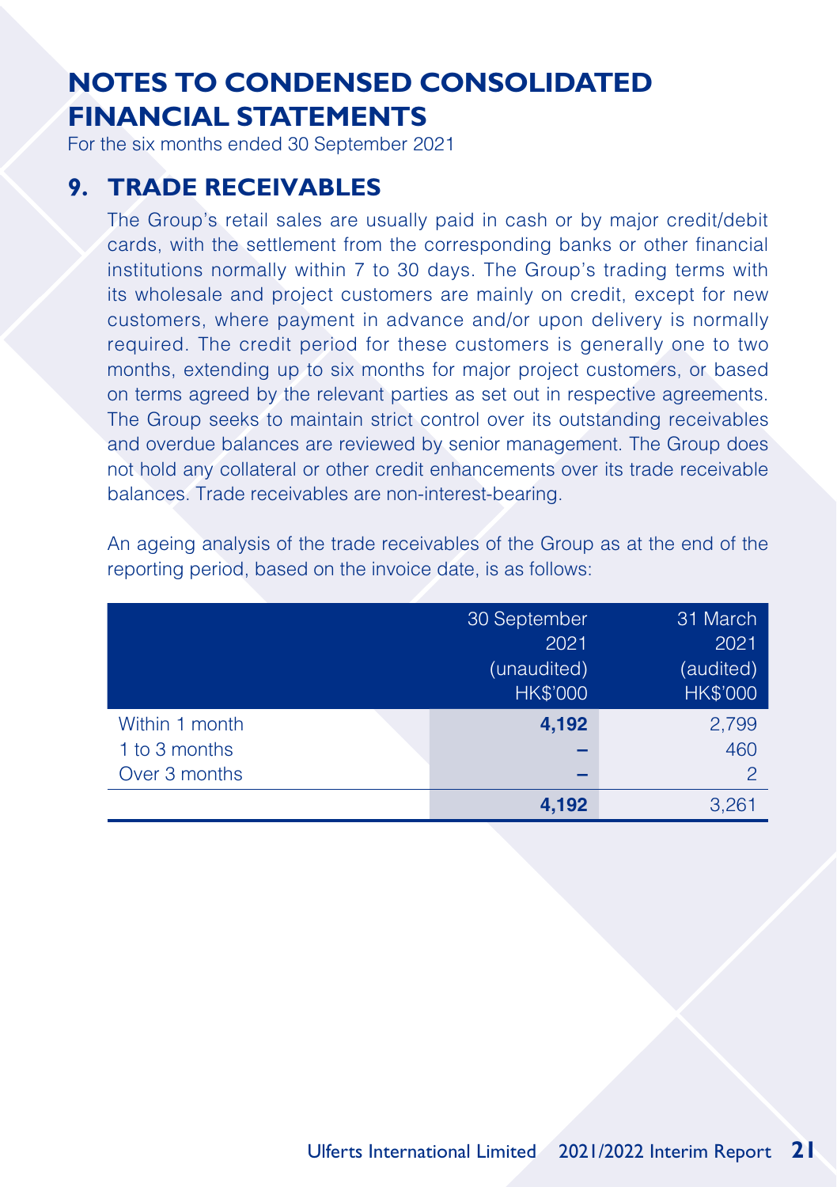# NOTES TO CONDENSED CONSOLIDATED FINANCIAL STATEMENTS

For the six months ended 30 September 2021

## 9. TRADE RECEIVABLES

The Group's retail sales are usually paid in cash or by major credit/debit cards, with the settlement from the corresponding banks or other financial institutions normally within 7 to 30 days. The Group's trading terms with its wholesale and project customers are mainly on credit, except for new customers, where payment in advance and/or upon delivery is normally required. The credit period for these customers is generally one to two months, extending up to six months for major project customers, or based on terms agreed by the relevant parties as set out in respective agreements. The Group seeks to maintain strict control over its outstanding receivables and overdue balances are reviewed by senior management. The Group does not hold any collateral or other credit enhancements over its trade receivable balances. Trade receivables are non-interest-bearing.

An ageing analysis of the trade receivables of the Group as at the end of the reporting period, based on the invoice date, is as follows:

| | 30 September 2021 (unaudited) HK$'000 | 31 March 2021 (audited) HK$'000 |
|---|---|---|
| Within 1 month | **4,192** | 2,799 |
| 1 to 3 months | **–** | 460 |
| Over 3 months | **–** | 2 |
| | **4,192** | 3,261 |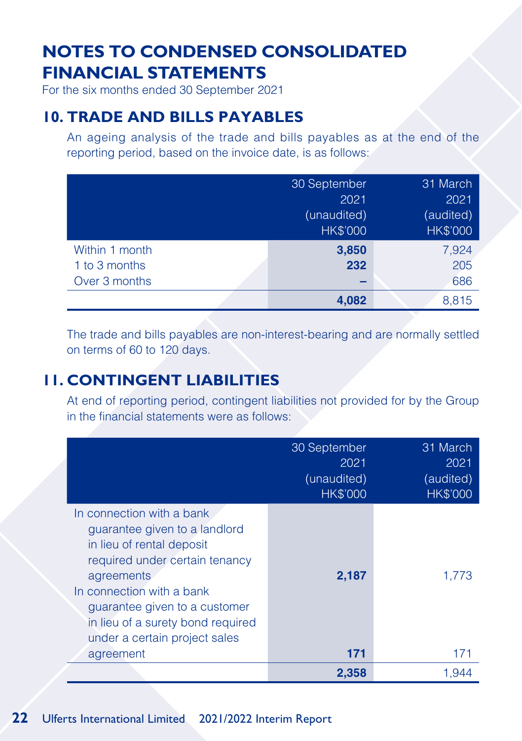# NOTES TO CONDENSED CONSOLIDATED FINANCIAL STATEMENTS

For the six months ended 30 September 2021

## 10. TRADE AND BILLS PAYABLES

An ageing analysis of the trade and bills payables as at the end of the reporting period, based on the invoice date, is as follows:

| | 30 September 2021 (unaudited) HK$'000 | 31 March 2021 (audited) HK$'000 |
|---|---|---|
| Within 1 month | **3,850** | 7,924 |
| 1 to 3 months | **232** | 205 |
| Over 3 months | **–** | 686 |
| | **4,082** | 8,815 |

The trade and bills payables are non-interest-bearing and are normally settled on terms of 60 to 120 days.

## 11. CONTINGENT LIABILITIES

At end of reporting period, contingent liabilities not provided for by the Group in the financial statements were as follows:

| | 30 September 2021 (unaudited) HK$'000 | 31 March 2021 (audited) HK$'000 |
|---|---|---|
| In connection with a bank guarantee given to a landlord in lieu of rental deposit required under certain tenancy agreements | **2,187** | 1,773 |
| In connection with a bank guarantee given to a customer in lieu of a surety bond required under a certain project sales agreement | **171** | 171 |
| | **2,358** | 1,944 |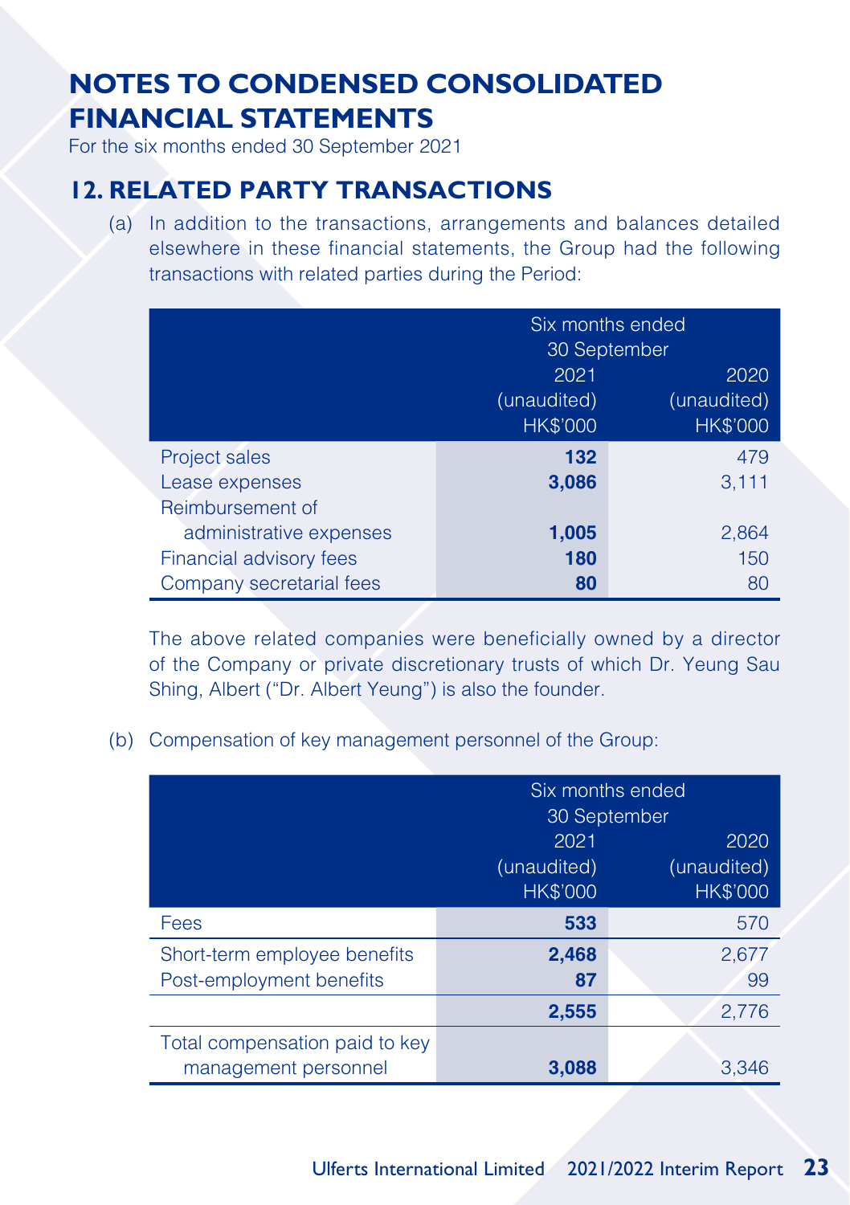# NOTES TO CONDENSED CONSOLIDATED FINANCIAL STATEMENTS

For the six months ended 30 September 2021

## 12. RELATED PARTY TRANSACTIONS

(a) In addition to the transactions, arrangements and balances detailed elsewhere in these financial statements, the Group had the following transactions with related parties during the Period:

| | Six months ended 30 September | |
|---|---|---|
| | 2021 (unaudited) HK$'000 | 2020 (unaudited) HK$'000 |
| Project sales | **132** | 479 |
| Lease expenses | **3,086** | 3,111 |
| Reimbursement of administrative expenses | **1,005** | 2,864 |
| Financial advisory fees | **180** | 150 |
| Company secretarial fees | **80** | 80 |

The above related companies were beneficially owned by a director of the Company or private discretionary trusts of which Dr. Yeung Sau Shing, Albert ("Dr. Albert Yeung") is also the founder.

(b) Compensation of key management personnel of the Group:

| | Six months ended 30 September | |
|---|---|---|
| | 2021 (unaudited) HK$'000 | 2020 (unaudited) HK$'000 |
| Fees | **533** | 570 |
| Short-term employee benefits | **2,468** | 2,677 |
| Post-employment benefits | **87** | 99 |
| | **2,555** | 2,776 |
| Total compensation paid to key management personnel | **3,088** | 3,346 |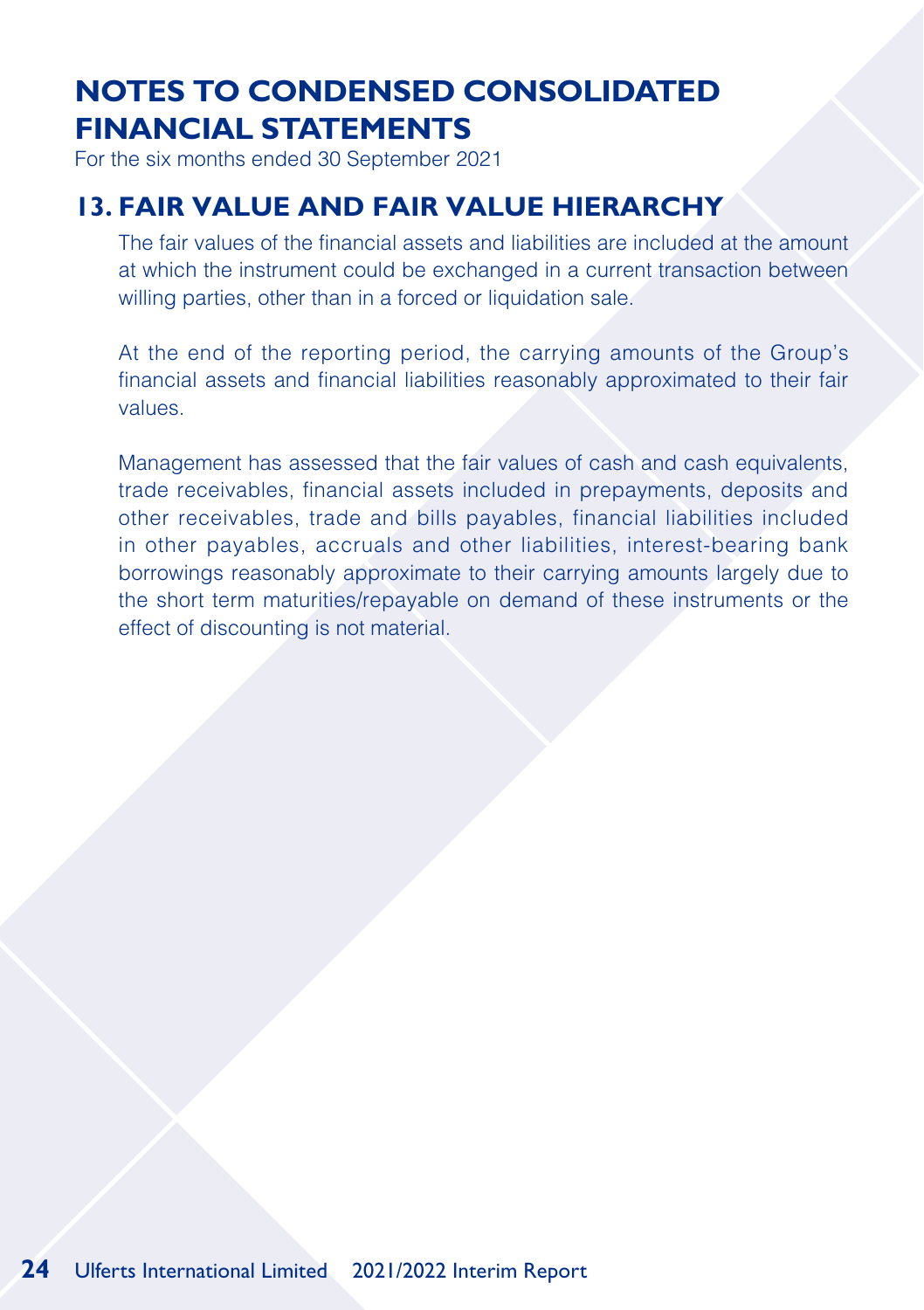# NOTES TO CONDENSED CONSOLIDATED FINANCIAL STATEMENTS

For the six months ended 30 September 2021

## 13. FAIR VALUE AND FAIR VALUE HIERARCHY

The fair values of the financial assets and liabilities are included at the amount at which the instrument could be exchanged in a current transaction between willing parties, other than in a forced or liquidation sale.

At the end of the reporting period, the carrying amounts of the Group's financial assets and financial liabilities reasonably approximated to their fair values.

Management has assessed that the fair values of cash and cash equivalents, trade receivables, financial assets included in prepayments, deposits and other receivables, trade and bills payables, financial liabilities included in other payables, accruals and other liabilities, interest-bearing bank borrowings reasonably approximate to their carrying amounts largely due to the short term maturities/repayable on demand of these instruments or the effect of discounting is not material.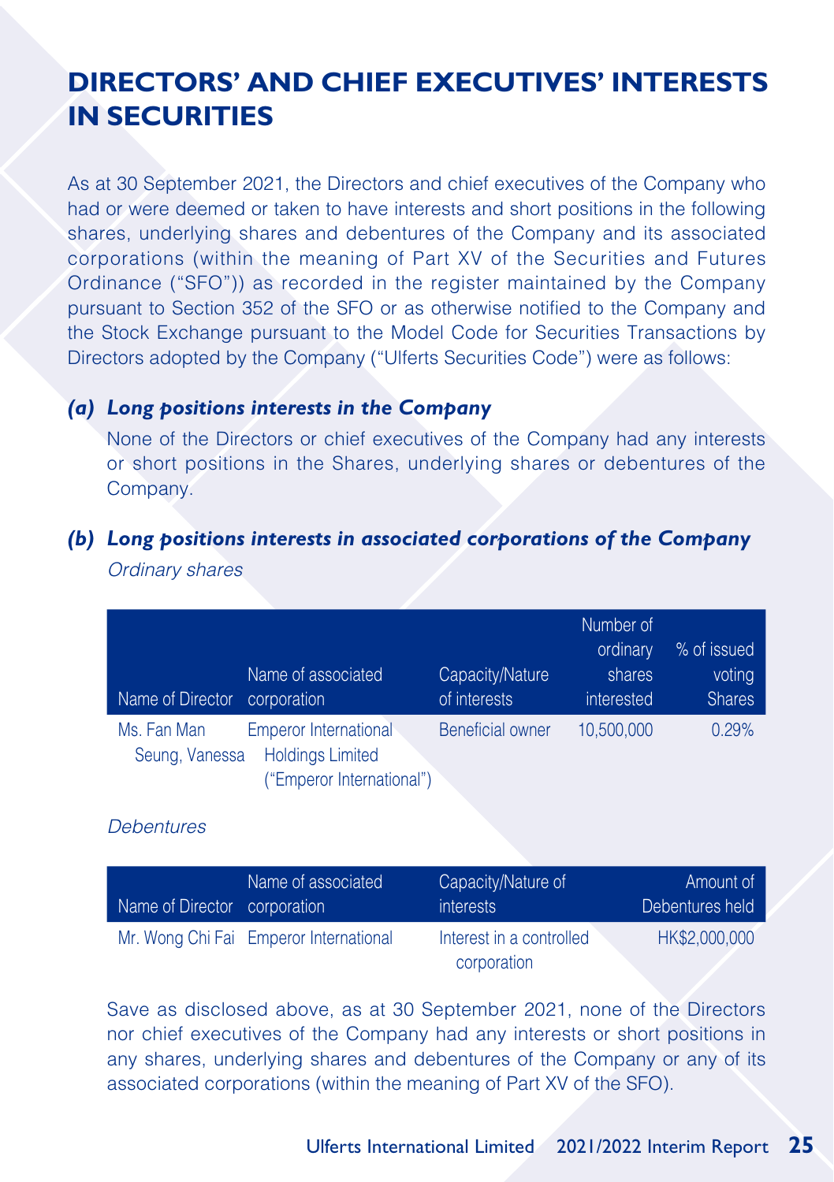# DIRECTORS' AND CHIEF EXECUTIVES' INTERESTS IN SECURITIES

As at 30 September 2021, the Directors and chief executives of the Company who had or were deemed or taken to have interests and short positions in the following shares, underlying shares and debentures of the Company and its associated corporations (within the meaning of Part XV of the Securities and Futures Ordinance ("SFO")) as recorded in the register maintained by the Company pursuant to Section 352 of the SFO or as otherwise notified to the Company and the Stock Exchange pursuant to the Model Code for Securities Transactions by Directors adopted by the Company ("Ulferts Securities Code") were as follows:

## *(a) Long positions interests in the Company*

None of the Directors or chief executives of the Company had any interests or short positions in the Shares, underlying shares or debentures of the Company.

## *(b) Long positions interests in associated corporations of the Company*

*Ordinary shares*

| Name of Director | Name of associated corporation | Capacity/Nature of interests | Number of ordinary shares interested | % of issued voting Shares |
|---|---|---|---|---|
| Ms. Fan Man Seung, Vanessa | Emperor International Holdings Limited ("Emperor International") | Beneficial owner | 10,500,000 | 0.29% |

*Debentures*

| Name of Director | Name of associated corporation | Capacity/Nature of interests | Amount of Debentures held |
|---|---|---|---|
| Mr. Wong Chi Fai | Emperor International | Interest in a controlled corporation | HK$2,000,000 |

Save as disclosed above, as at 30 September 2021, none of the Directors nor chief executives of the Company had any interests or short positions in any shares, underlying shares and debentures of the Company or any of its associated corporations (within the meaning of Part XV of the SFO).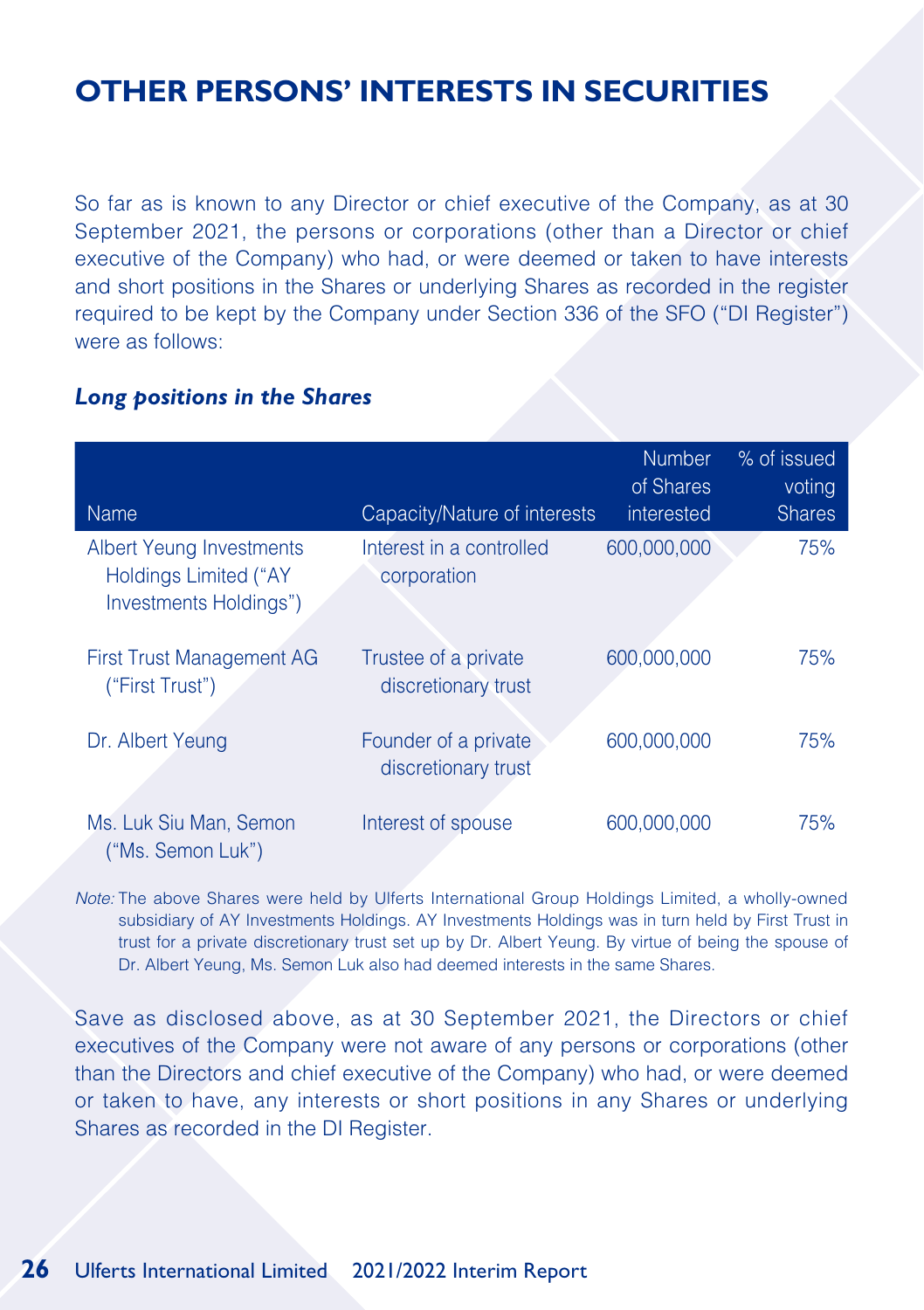# OTHER PERSONS' INTERESTS IN SECURITIES

So far as is known to any Director or chief executive of the Company, as at 30 September 2021, the persons or corporations (other than a Director or chief executive of the Company) who had, or were deemed or taken to have interests and short positions in the Shares or underlying Shares as recorded in the register required to be kept by the Company under Section 336 of the SFO ("DI Register") were as follows:

***Long positions in the Shares***

| Name | Capacity/Nature of interests | Number of Shares interested | % of issued voting Shares |
|---|---|---|---|
| Albert Yeung Investments Holdings Limited ("AY Investments Holdings") | Interest in a controlled corporation | 600,000,000 | 75% |
| First Trust Management AG ("First Trust") | Trustee of a private discretionary trust | 600,000,000 | 75% |
| Dr. Albert Yeung | Founder of a private discretionary trust | 600,000,000 | 75% |
| Ms. Luk Siu Man, Semon ("Ms. Semon Luk") | Interest of spouse | 600,000,000 | 75% |

*Note:* The above Shares were held by Ulferts International Group Holdings Limited, a wholly-owned subsidiary of AY Investments Holdings. AY Investments Holdings was in turn held by First Trust in trust for a private discretionary trust set up by Dr. Albert Yeung. By virtue of being the spouse of Dr. Albert Yeung, Ms. Semon Luk also had deemed interests in the same Shares.

Save as disclosed above, as at 30 September 2021, the Directors or chief executives of the Company were not aware of any persons or corporations (other than the Directors and chief executive of the Company) who had, or were deemed or taken to have, any interests or short positions in any Shares or underlying Shares as recorded in the DI Register.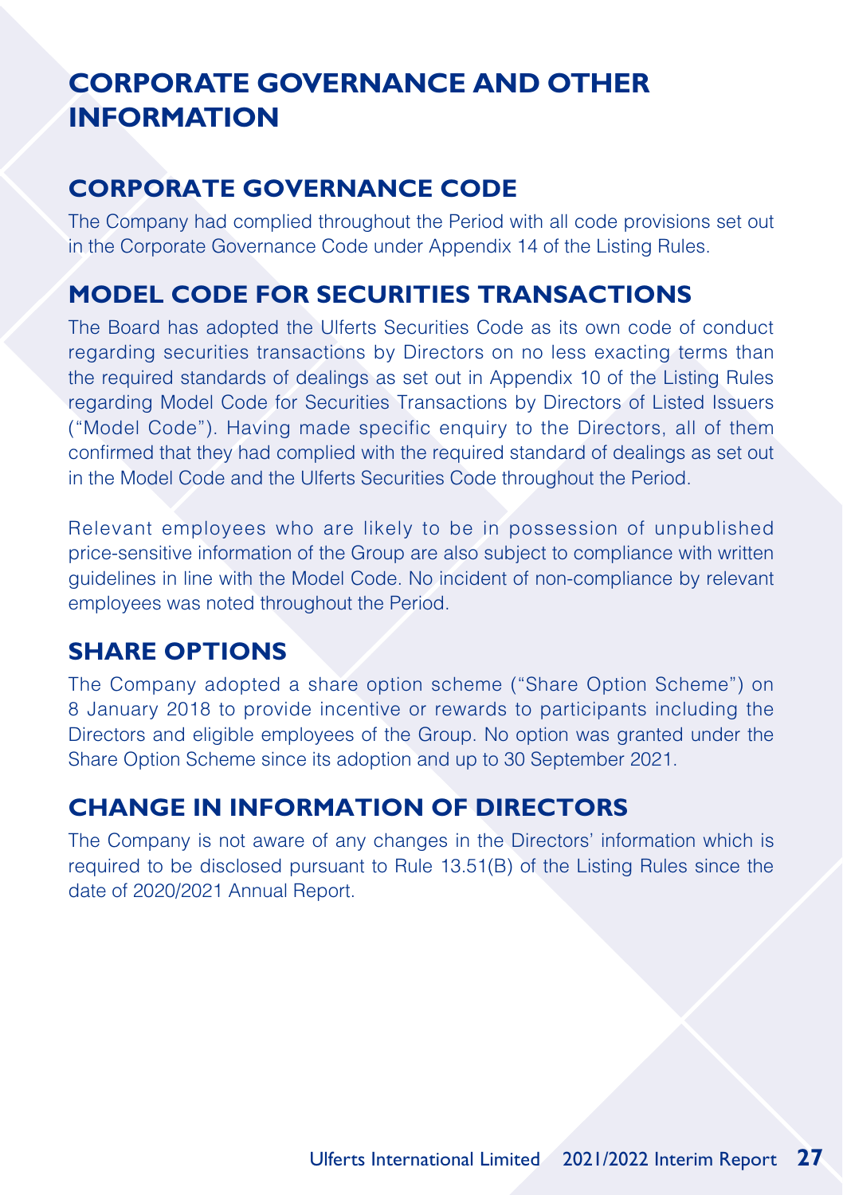# CORPORATE GOVERNANCE AND OTHER INFORMATION

## CORPORATE GOVERNANCE CODE

The Company had complied throughout the Period with all code provisions set out in the Corporate Governance Code under Appendix 14 of the Listing Rules.

## MODEL CODE FOR SECURITIES TRANSACTIONS

The Board has adopted the Ulferts Securities Code as its own code of conduct regarding securities transactions by Directors on no less exacting terms than the required standards of dealings as set out in Appendix 10 of the Listing Rules regarding Model Code for Securities Transactions by Directors of Listed Issuers ("Model Code"). Having made specific enquiry to the Directors, all of them confirmed that they had complied with the required standard of dealings as set out in the Model Code and the Ulferts Securities Code throughout the Period.

Relevant employees who are likely to be in possession of unpublished price-sensitive information of the Group are also subject to compliance with written guidelines in line with the Model Code. No incident of non-compliance by relevant employees was noted throughout the Period.

## SHARE OPTIONS

The Company adopted a share option scheme ("Share Option Scheme") on 8 January 2018 to provide incentive or rewards to participants including the Directors and eligible employees of the Group. No option was granted under the Share Option Scheme since its adoption and up to 30 September 2021.

## CHANGE IN INFORMATION OF DIRECTORS

The Company is not aware of any changes in the Directors' information which is required to be disclosed pursuant to Rule 13.51(B) of the Listing Rules since the date of 2020/2021 Annual Report.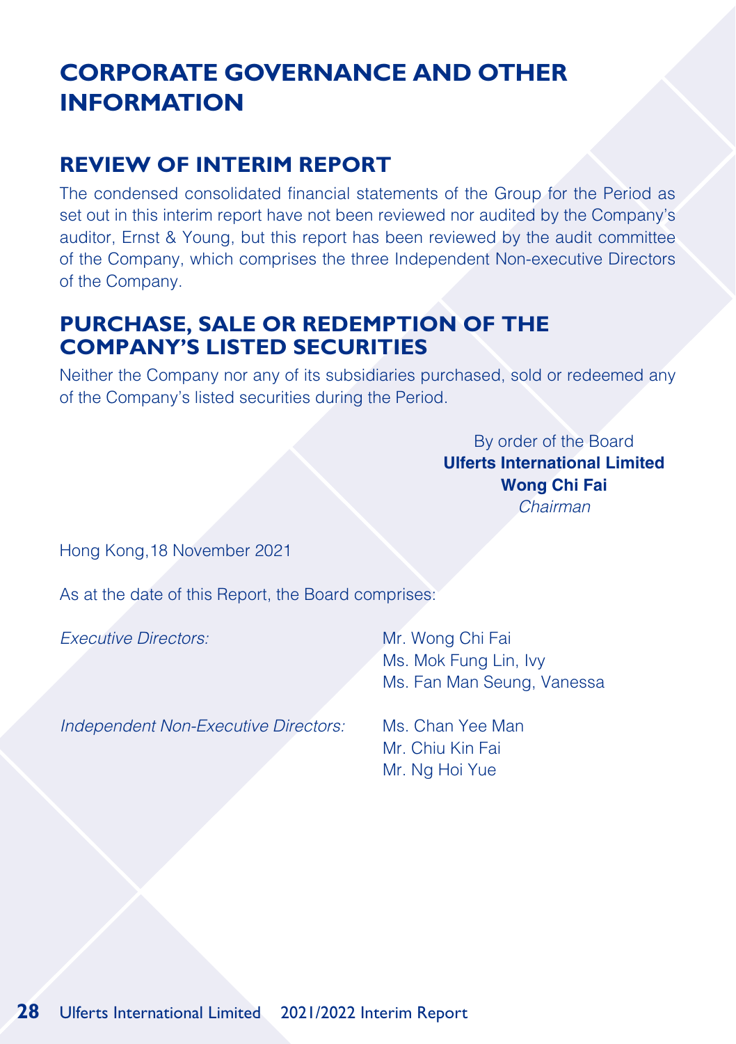# CORPORATE GOVERNANCE AND OTHER INFORMATION

## REVIEW OF INTERIM REPORT

The condensed consolidated financial statements of the Group for the Period as set out in this interim report have not been reviewed nor audited by the Company's auditor, Ernst & Young, but this report has been reviewed by the audit committee of the Company, which comprises the three Independent Non-executive Directors of the Company.

## PURCHASE, SALE OR REDEMPTION OF THE COMPANY'S LISTED SECURITIES

Neither the Company nor any of its subsidiaries purchased, sold or redeemed any of the Company's listed securities during the Period.

By order of the Board
**Ulferts International Limited**
**Wong Chi Fai**
*Chairman*

Hong Kong, 18 November 2021

As at the date of this Report, the Board comprises:

| | |
|---|---|
| *Executive Directors:* | Mr. Wong Chi Fai<br>Ms. Mok Fung Lin, Ivy<br>Ms. Fan Man Seung, Vanessa |
| *Independent Non-Executive Directors:* | Ms. Chan Yee Man<br>Mr. Chiu Kin Fai<br>Mr. Ng Hoi Yue |